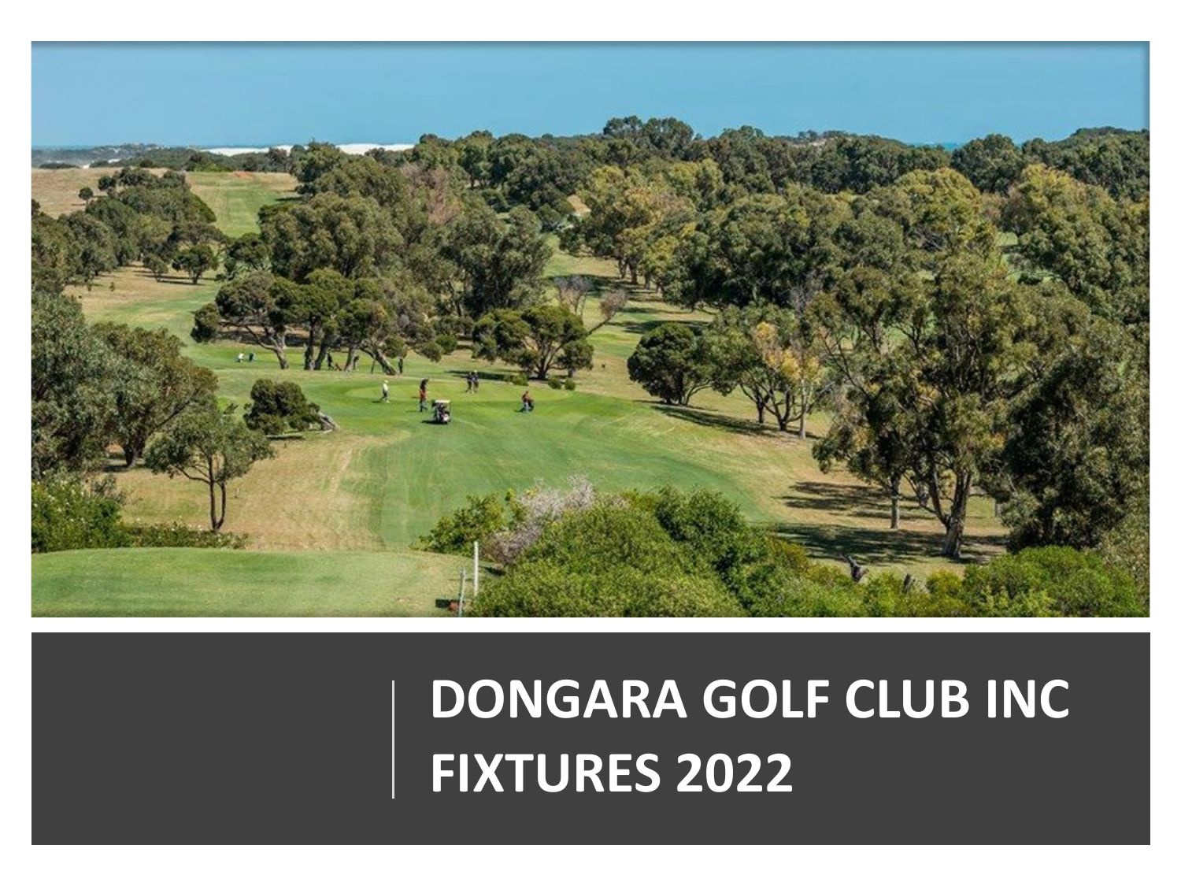# DONGARA GOLF CLUB INC
# FIXTURES 2022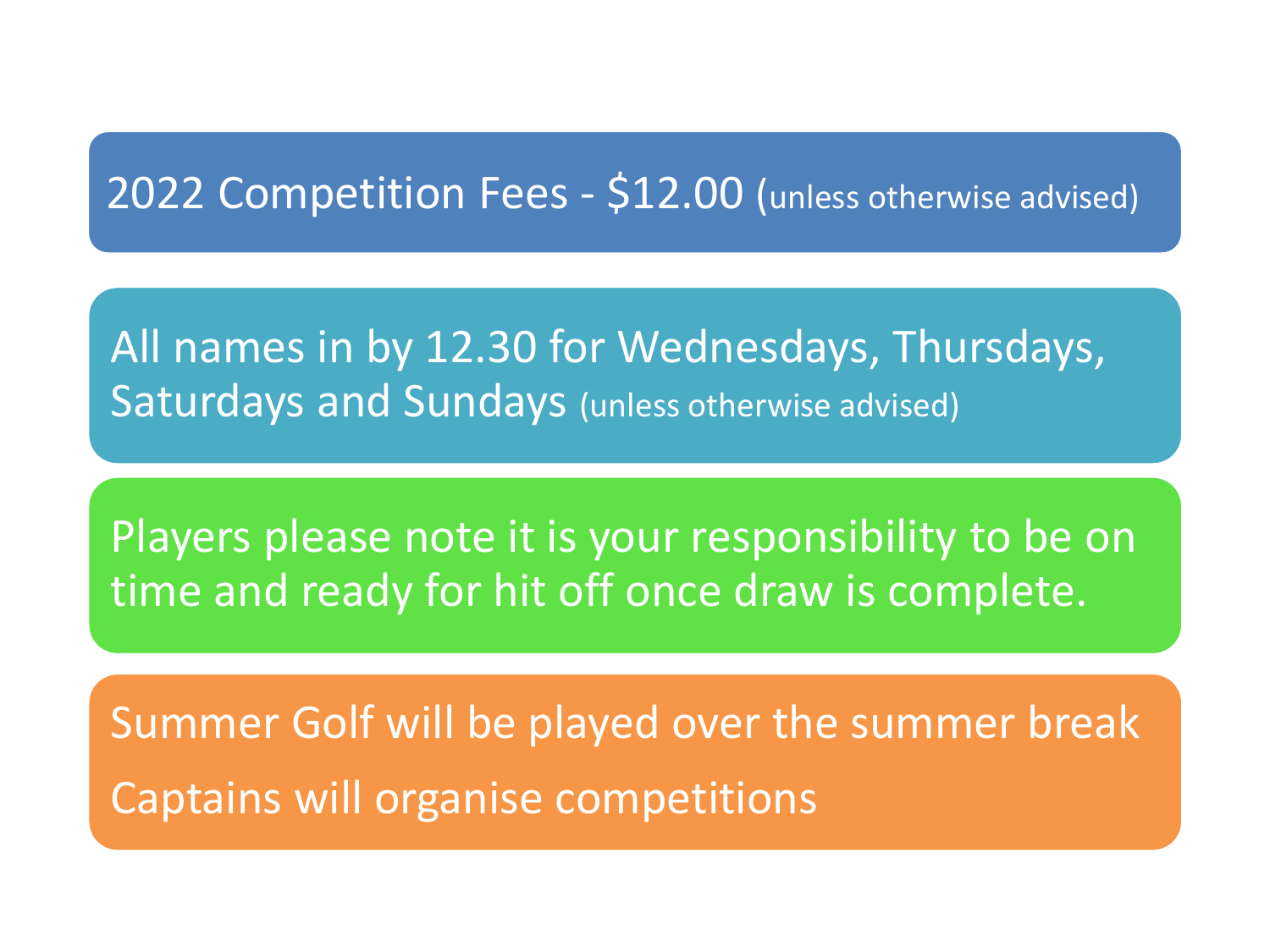2022 Competition Fees - $12.00 (unless otherwise advised)

All names in by 12.30 for Wednesdays, Thursdays, Saturdays and Sundays (unless otherwise advised)

Players please note it is your responsibility to be on time and ready for hit off once draw is complete.

Summer Golf will be played over the summer break

Captains will organise competitions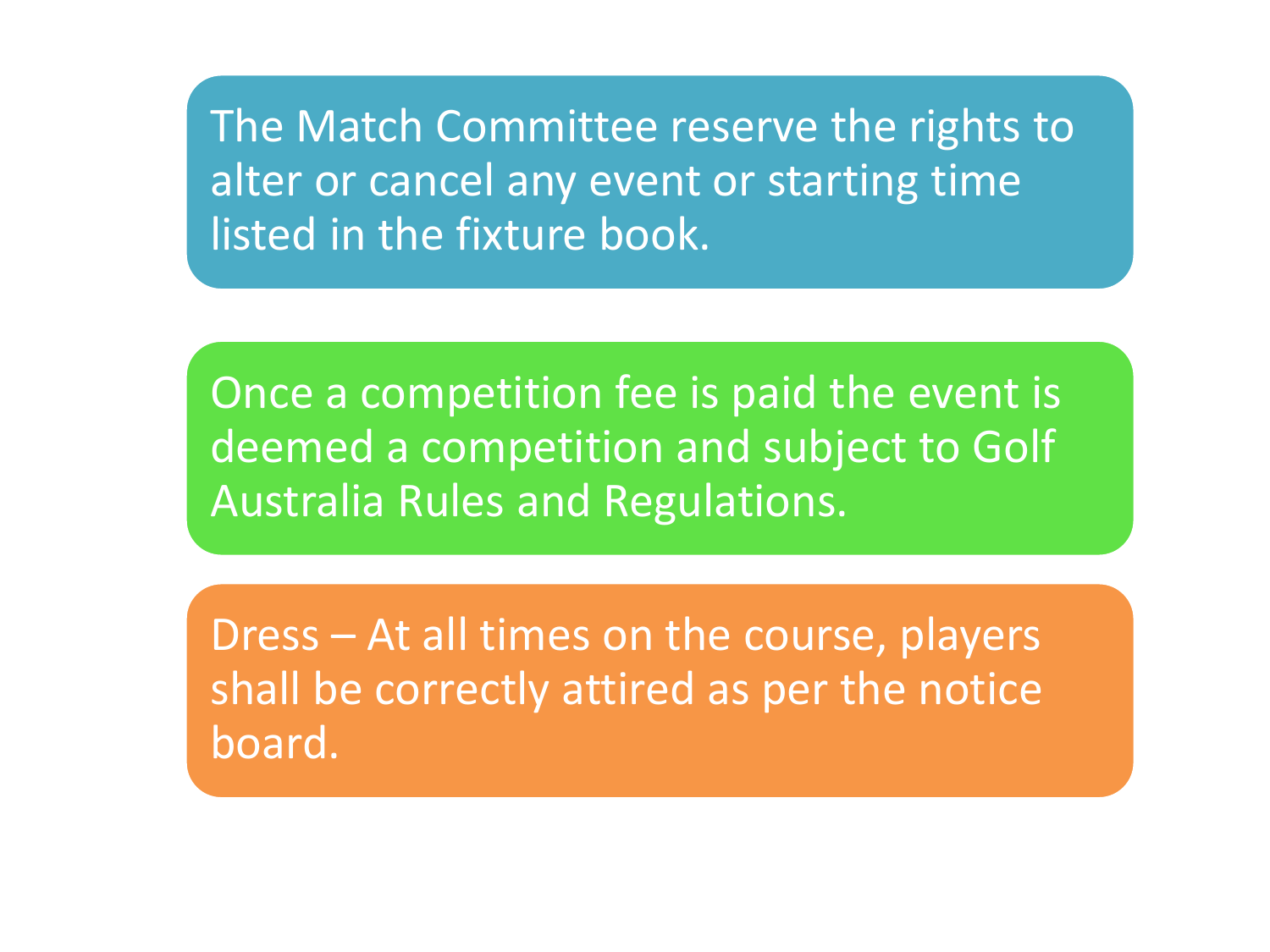The Match Committee reserve the rights to alter or cancel any event or starting time listed in the fixture book.

Once a competition fee is paid the event is deemed a competition and subject to Golf Australia Rules and Regulations.

Dress – At all times on the course, players shall be correctly attired as per the notice board.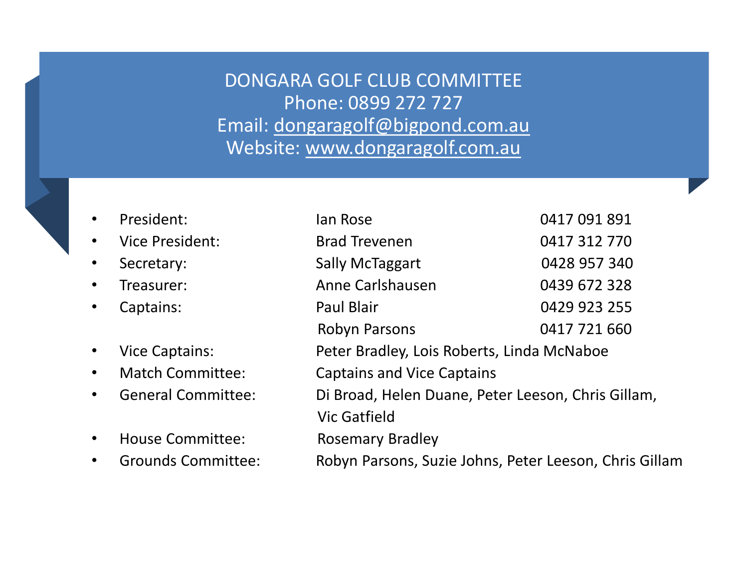# DONGARA GOLF CLUB COMMITTEE

Phone: 0899 272 727
Email: dongaragolf@bigpond.com.au
Website: www.dongaragolf.com.au

| | | |
|---|---|---|
| • President: | Ian Rose | 0417 091 891 |
| • Vice President: | Brad Trevenen | 0417 312 770 |
| • Secretary: | Sally McTaggart | 0428 957 340 |
| • Treasurer: | Anne Carlshausen | 0439 672 328 |
| • Captains: | Paul Blair | 0429 923 255 |
| | Robyn Parsons | 0417 721 660 |
| • Vice Captains: | Peter Bradley, Lois Roberts, Linda McNaboe | |
| • Match Committee: | Captains and Vice Captains | |
| • General Committee: | Di Broad, Helen Duane, Peter Leeson, Chris Gillam, Vic Gatfield | |
| • House Committee: | Rosemary Bradley | |
| • Grounds Committee: | Robyn Parsons, Suzie Johns, Peter Leeson, Chris Gillam | |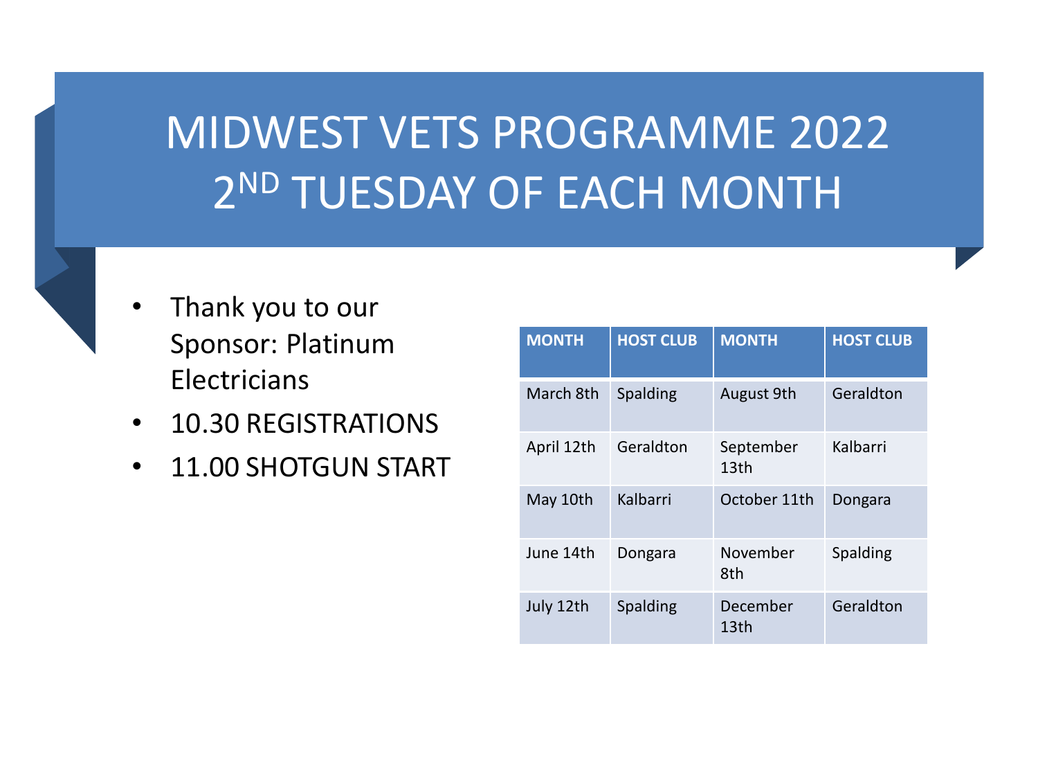# MIDWEST VETS PROGRAMME 2022
# 2ND TUESDAY OF EACH MONTH

- Thank you to our Sponsor: Platinum Electricians
- 10.30 REGISTRATIONS
- 11.00 SHOTGUN START

| MONTH | HOST CLUB | MONTH | HOST CLUB |
|---|---|---|---|
| March 8th | Spalding | August 9th | Geraldton |
| April 12th | Geraldton | September 13th | Kalbarri |
| May 10th | Kalbarri | October 11th | Dongara |
| June 14th | Dongara | November 8th | Spalding |
| July 12th | Spalding | December 13th | Geraldton |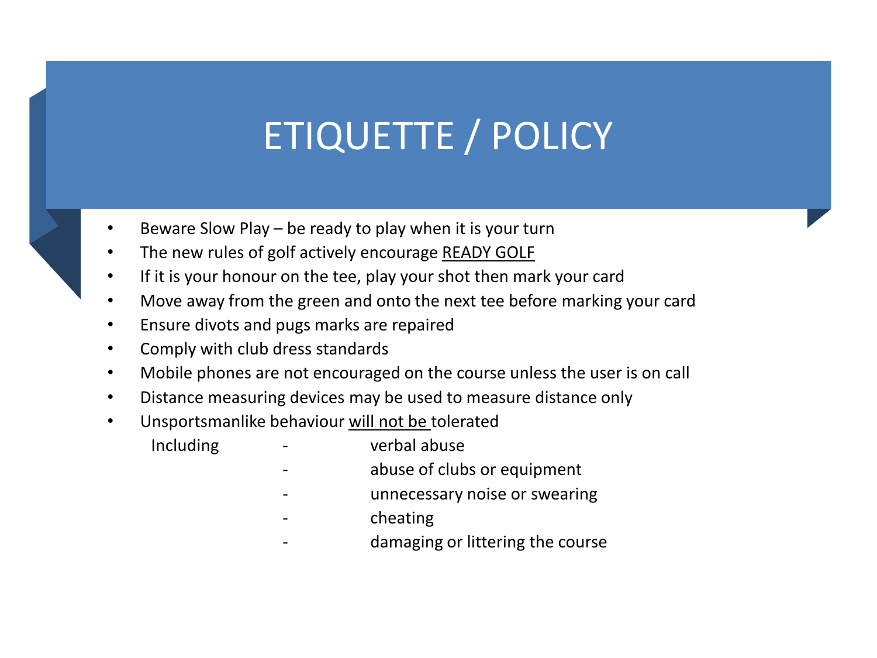# ETIQUETTE / POLICY

- Beware Slow Play – be ready to play when it is your turn
- The new rules of golf actively encourage <u>READY GOLF</u>
- If it is your honour on the tee, play your shot then mark your card
- Move away from the green and onto the next tee before marking your card
- Ensure divots and pugs marks are repaired
- Comply with club dress standards
- Mobile phones are not encouraged on the course unless the user is on call
- Distance measuring devices may be used to measure distance only
- Unsportsmanlike behaviour <u>will not be</u> tolerated

  Including
  - verbal abuse
  - abuse of clubs or equipment
  - unnecessary noise or swearing
  - cheating
  - damaging or littering the course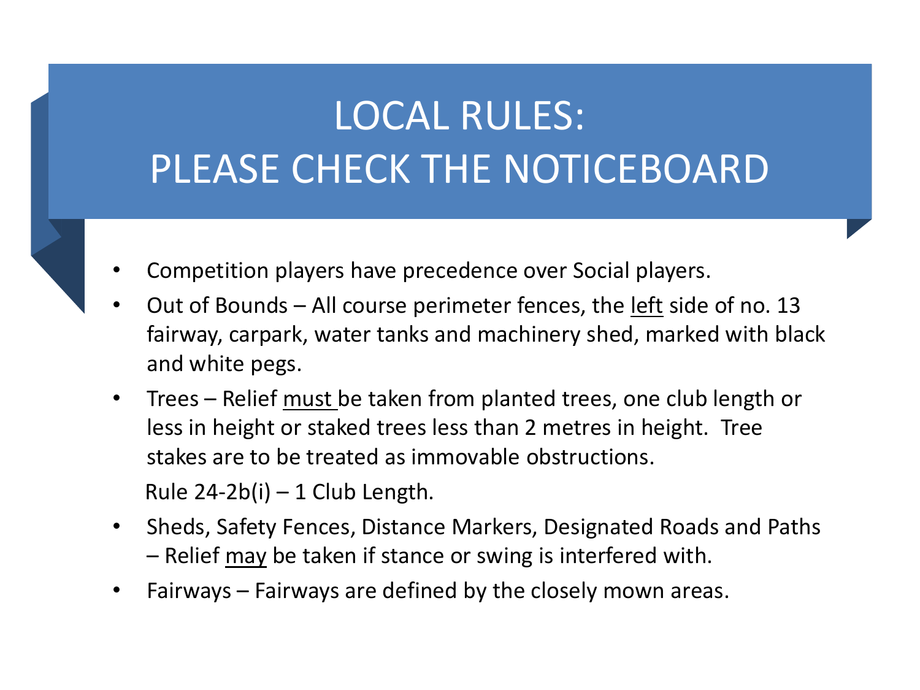# LOCAL RULES: PLEASE CHECK THE NOTICEBOARD

- Competition players have precedence over Social players.
- Out of Bounds – All course perimeter fences, the <u>left</u> side of no. 13 fairway, carpark, water tanks and machinery shed, marked with black and white pegs.
- Trees – Relief <u>must</u> be taken from planted trees, one club length or less in height or staked trees less than 2 metres in height. Tree stakes are to be treated as immovable obstructions.

  Rule 24-2b(i) – 1 Club Length.
- Sheds, Safety Fences, Distance Markers, Designated Roads and Paths – Relief <u>may</u> be taken if stance or swing is interfered with.
- Fairways – Fairways are defined by the closely mown areas.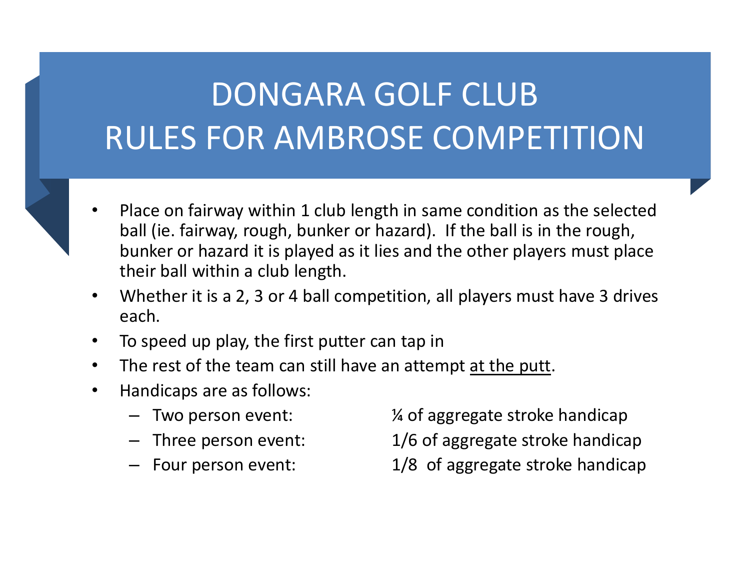# DONGARA GOLF CLUB
# RULES FOR AMBROSE COMPETITION

- Place on fairway within 1 club length in same condition as the selected ball (ie. fairway, rough, bunker or hazard). If the ball is in the rough, bunker or hazard it is played as it lies and the other players must place their ball within a club length.
- Whether it is a 2, 3 or 4 ball competition, all players must have 3 drives each.
- To speed up play, the first putter can tap in
- The rest of the team can still have an attempt <u>at the putt</u>.
- Handicaps are as follows:
  - Two person event: ¼ of aggregate stroke handicap
  - Three person event: 1/6 of aggregate stroke handicap
  - Four person event: 1/8 of aggregate stroke handicap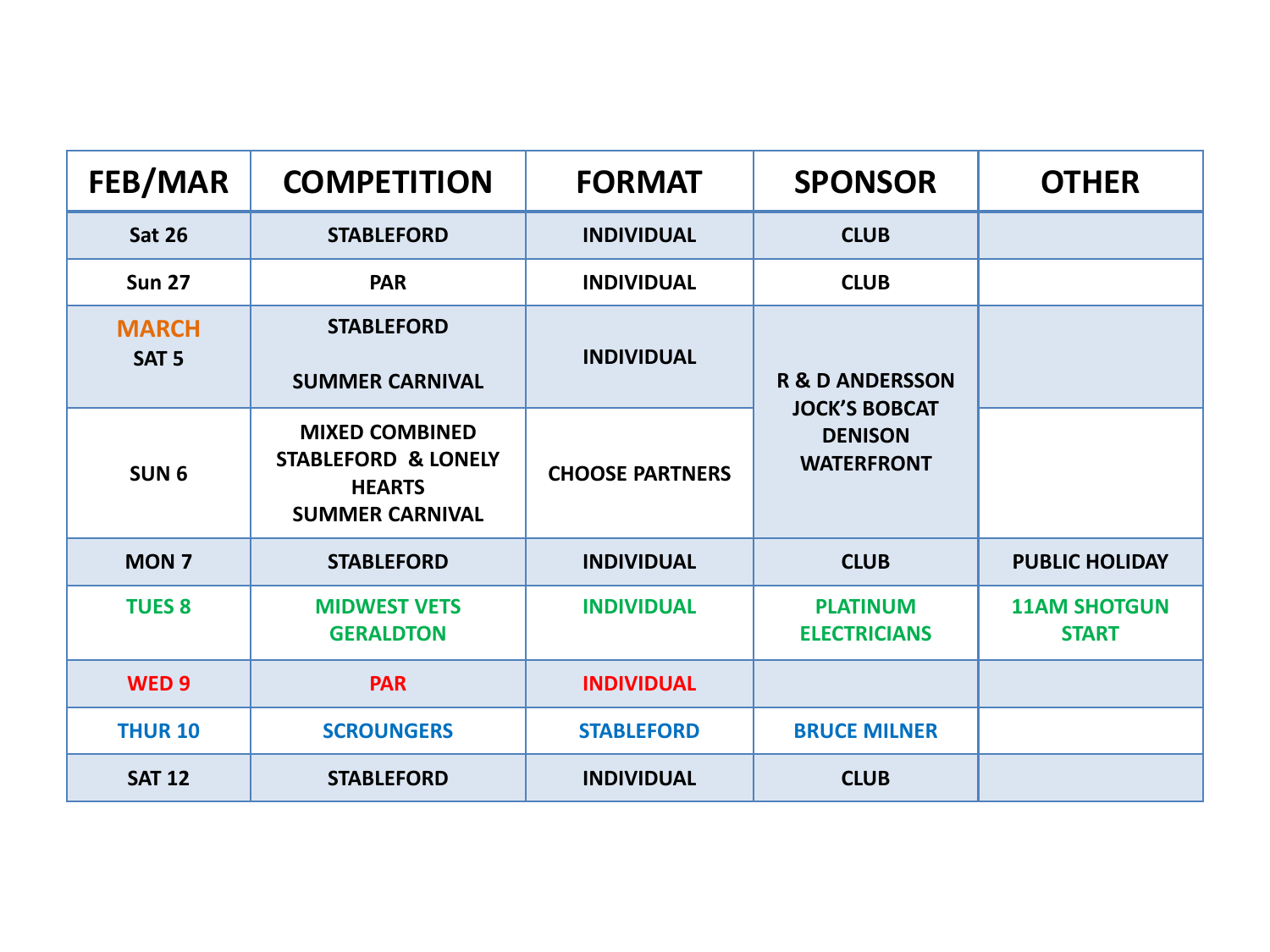| FEB/MAR | COMPETITION | FORMAT | SPONSOR | OTHER |
|---|---|---|---|---|
| Sat 26 | STABLEFORD | INDIVIDUAL | CLUB | |
| Sun 27 | PAR | INDIVIDUAL | CLUB | |
| MARCH SAT 5 | STABLEFORD SUMMER CARNIVAL | INDIVIDUAL | R & D ANDERSSON JOCK'S BOBCAT DENISON WATERFRONT | |
| SUN 6 | MIXED COMBINED STABLEFORD & LONELY HEARTS SUMMER CARNIVAL | CHOOSE PARTNERS | | |
| MON 7 | STABLEFORD | INDIVIDUAL | CLUB | PUBLIC HOLIDAY |
| TUES 8 | MIDWEST VETS GERALDTON | INDIVIDUAL | PLATINUM ELECTRICIANS | 11AM SHOTGUN START |
| WED 9 | PAR | INDIVIDUAL | | |
| THUR 10 | SCROUNGERS | STABLEFORD | BRUCE MILNER | |
| SAT 12 | STABLEFORD | INDIVIDUAL | CLUB | |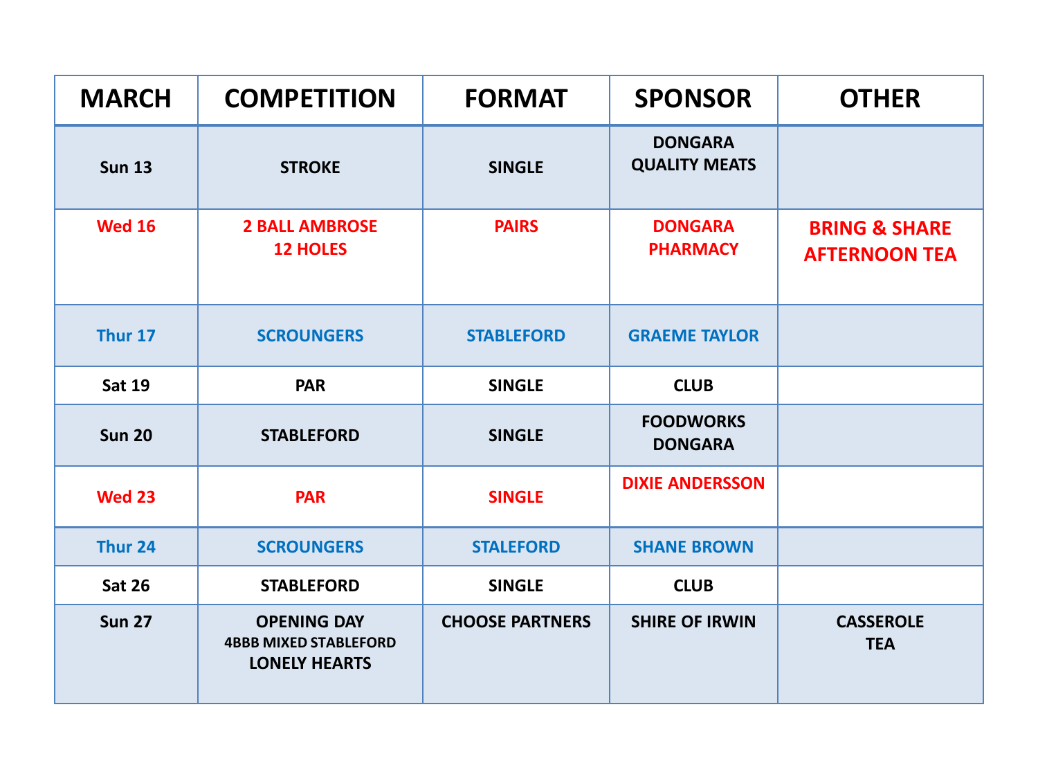| MARCH | COMPETITION | FORMAT | SPONSOR | OTHER |
|---|---|---|---|---|
| Sun 13 | STROKE | SINGLE | DONGARA QUALITY MEATS | |
| Wed 16 | 2 BALL AMBROSE 12 HOLES | PAIRS | DONGARA PHARMACY | BRING & SHARE AFTERNOON TEA |
| Thur 17 | SCROUNGERS | STABLEFORD | GRAEME TAYLOR | |
| Sat 19 | PAR | SINGLE | CLUB | |
| Sun 20 | STABLEFORD | SINGLE | FOODWORKS DONGARA | |
| Wed 23 | PAR | SINGLE | DIXIE ANDERSSON | |
| Thur 24 | SCROUNGERS | STALEFORD | SHANE BROWN | |
| Sat 26 | STABLEFORD | SINGLE | CLUB | |
| Sun 27 | OPENING DAY 4BBB MIXED STABLEFORD LONELY HEARTS | CHOOSE PARTNERS | SHIRE OF IRWIN | CASSEROLE TEA |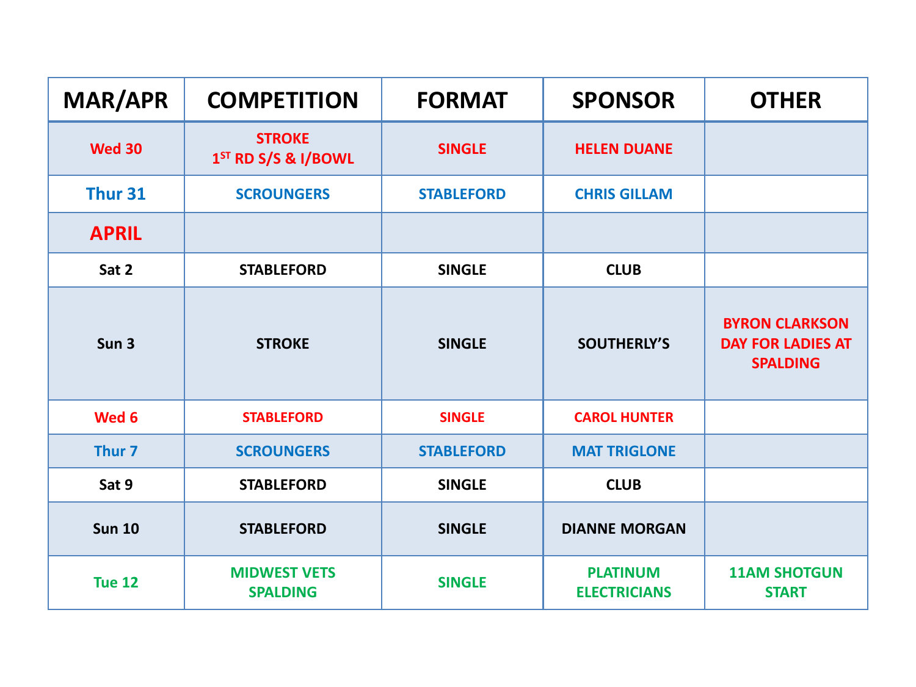| MAR/APR | COMPETITION | FORMAT | SPONSOR | OTHER |
|---|---|---|---|---|
| Wed 30 | STROKE 1ST RD S/S & I/BOWL | SINGLE | HELEN DUANE | |
| Thur 31 | SCROUNGERS | STABLEFORD | CHRIS GILLAM | |
| APRIL | | | | |
| Sat 2 | STABLEFORD | SINGLE | CLUB | |
| Sun 3 | STROKE | SINGLE | SOUTHERLY'S | BYRON CLARKSON DAY FOR LADIES AT SPALDING |
| Wed 6 | STABLEFORD | SINGLE | CAROL HUNTER | |
| Thur 7 | SCROUNGERS | STABLEFORD | MAT TRIGLONE | |
| Sat 9 | STABLEFORD | SINGLE | CLUB | |
| Sun 10 | STABLEFORD | SINGLE | DIANNE MORGAN | |
| Tue 12 | MIDWEST VETS SPALDING | SINGLE | PLATINUM ELECTRICIANS | 11AM SHOTGUN START |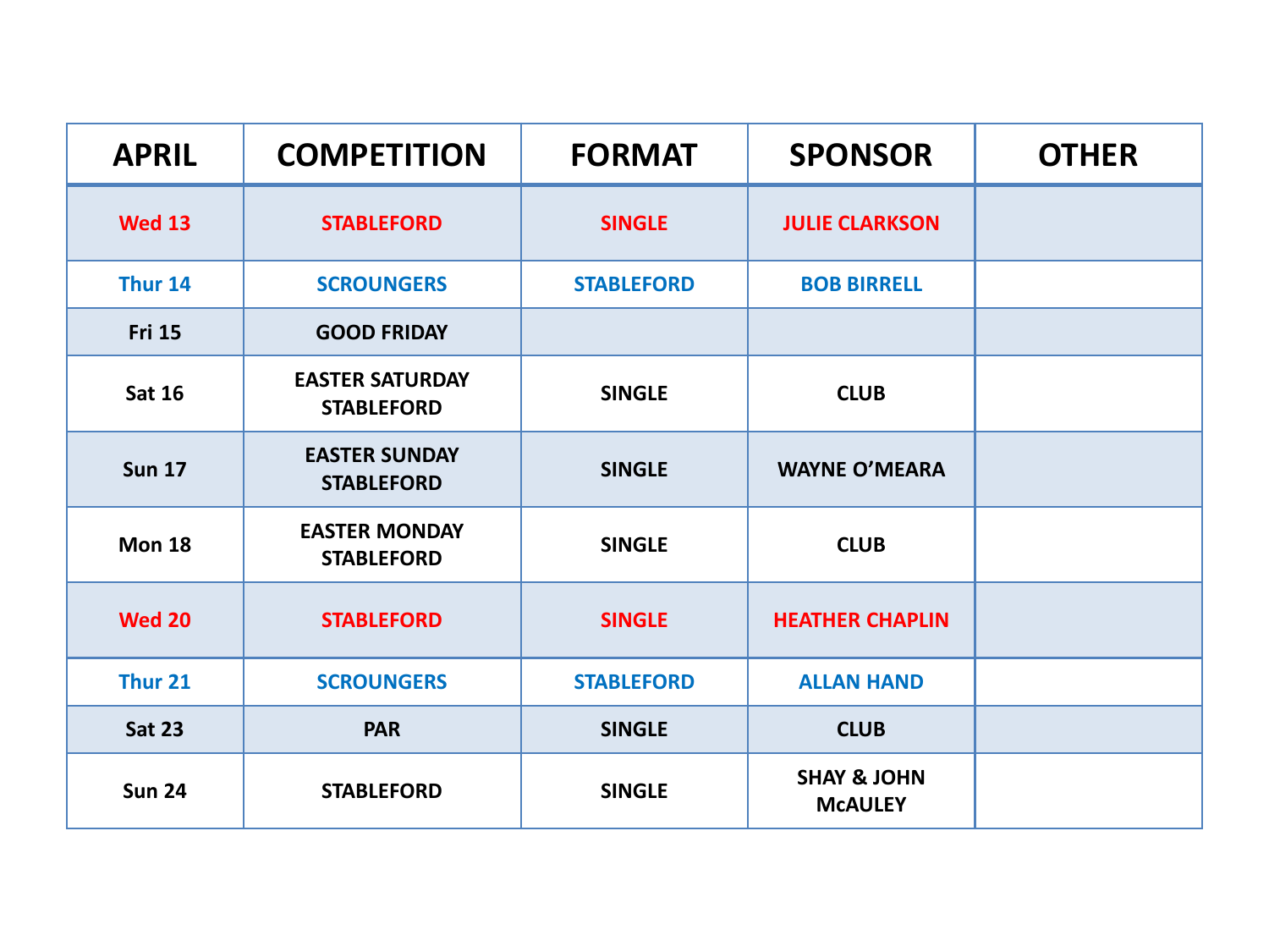| APRIL | COMPETITION | FORMAT | SPONSOR | OTHER |
|---|---|---|---|---|
| Wed 13 | STABLEFORD | SINGLE | JULIE CLARKSON | |
| Thur 14 | SCROUNGERS | STABLEFORD | BOB BIRRELL | |
| Fri 15 | GOOD FRIDAY | | | |
| Sat 16 | EASTER SATURDAY STABLEFORD | SINGLE | CLUB | |
| Sun 17 | EASTER SUNDAY STABLEFORD | SINGLE | WAYNE O'MEARA | |
| Mon 18 | EASTER MONDAY STABLEFORD | SINGLE | CLUB | |
| Wed 20 | STABLEFORD | SINGLE | HEATHER CHAPLIN | |
| Thur 21 | SCROUNGERS | STABLEFORD | ALLAN HAND | |
| Sat 23 | PAR | SINGLE | CLUB | |
| Sun 24 | STABLEFORD | SINGLE | SHAY & JOHN McAULEY | |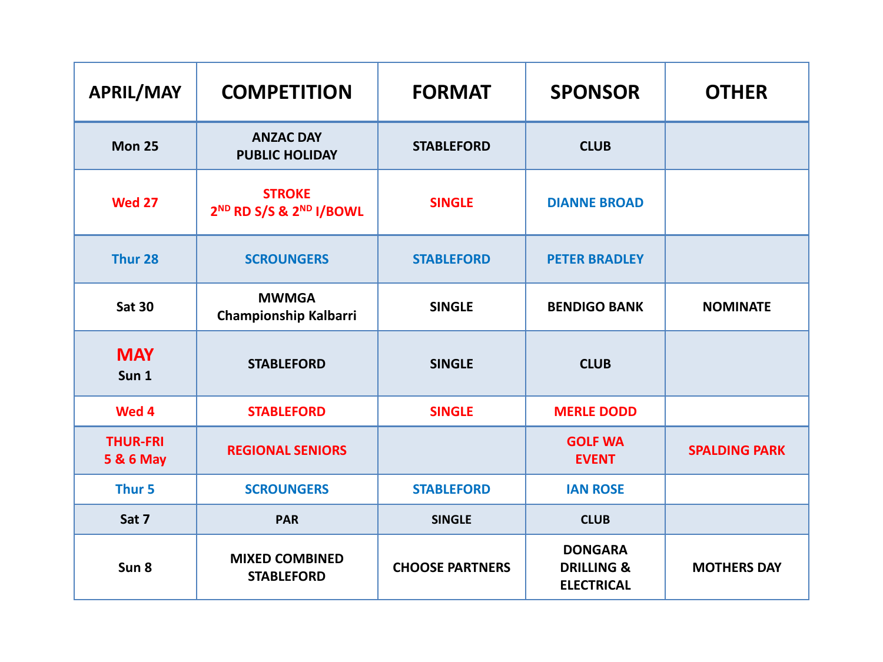| APRIL/MAY | COMPETITION | FORMAT | SPONSOR | OTHER |
|---|---|---|---|---|
| Mon 25 | ANZAC DAY PUBLIC HOLIDAY | STABLEFORD | CLUB | |
| Wed 27 | STROKE 2ND RD S/S & 2ND I/BOWL | SINGLE | DIANNE BROAD | |
| Thur 28 | SCROUNGERS | STABLEFORD | PETER BRADLEY | |
| Sat 30 | MWMGA Championship Kalbarri | SINGLE | BENDIGO BANK | NOMINATE |
| MAY Sun 1 | STABLEFORD | SINGLE | CLUB | |
| Wed 4 | STABLEFORD | SINGLE | MERLE DODD | |
| THUR-FRI 5 & 6 May | REGIONAL SENIORS | | GOLF WA EVENT | SPALDING PARK |
| Thur 5 | SCROUNGERS | STABLEFORD | IAN ROSE | |
| Sat 7 | PAR | SINGLE | CLUB | |
| Sun 8 | MIXED COMBINED STABLEFORD | CHOOSE PARTNERS | DONGARA DRILLING & ELECTRICAL | MOTHERS DAY |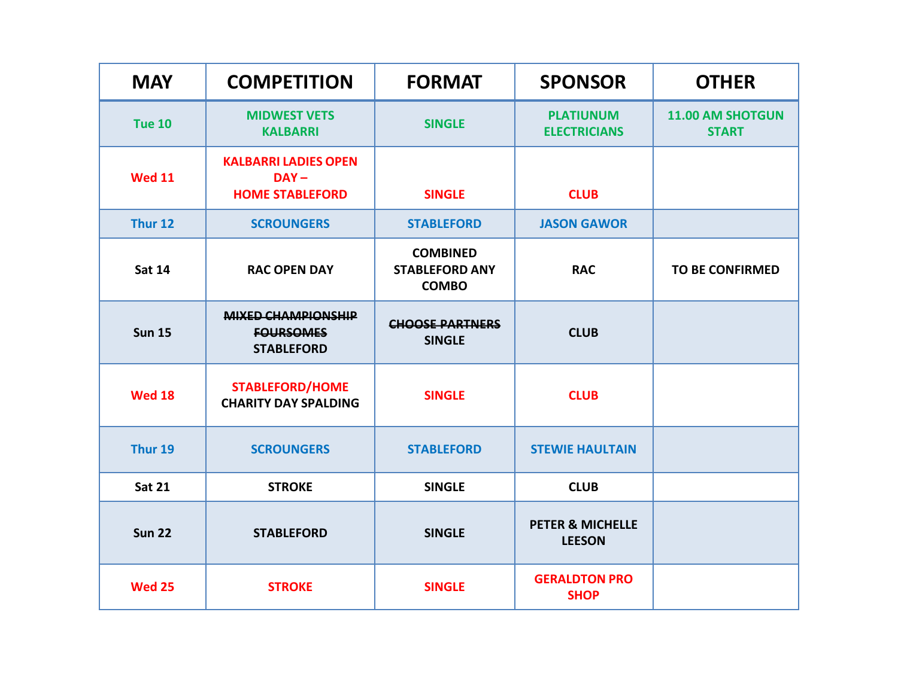| MAY | COMPETITION | FORMAT | SPONSOR | OTHER |
|---|---|---|---|---|
| Tue 10 | MIDWEST VETS KALBARRI | SINGLE | PLATIUNUM ELECTRICIANS | 11.00 AM SHOTGUN START |
| Wed 11 | KALBARRI LADIES OPEN DAY – HOME STABLEFORD | SINGLE | CLUB | |
| Thur 12 | SCROUNGERS | STABLEFORD | JASON GAWOR | |
| Sat 14 | RAC OPEN DAY | COMBINED STABLEFORD ANY COMBO | RAC | TO BE CONFIRMED |
| Sun 15 | ~~MIXED CHAMPIONSHIP FOURSOMES~~ STABLEFORD | ~~CHOOSE PARTNERS~~ SINGLE | CLUB | |
| Wed 18 | STABLEFORD/HOME CHARITY DAY SPALDING | SINGLE | CLUB | |
| Thur 19 | SCROUNGERS | STABLEFORD | STEWIE HAULTAIN | |
| Sat 21 | STROKE | SINGLE | CLUB | |
| Sun 22 | STABLEFORD | SINGLE | PETER & MICHELLE LEESON | |
| Wed 25 | STROKE | SINGLE | GERALDTON PRO SHOP | |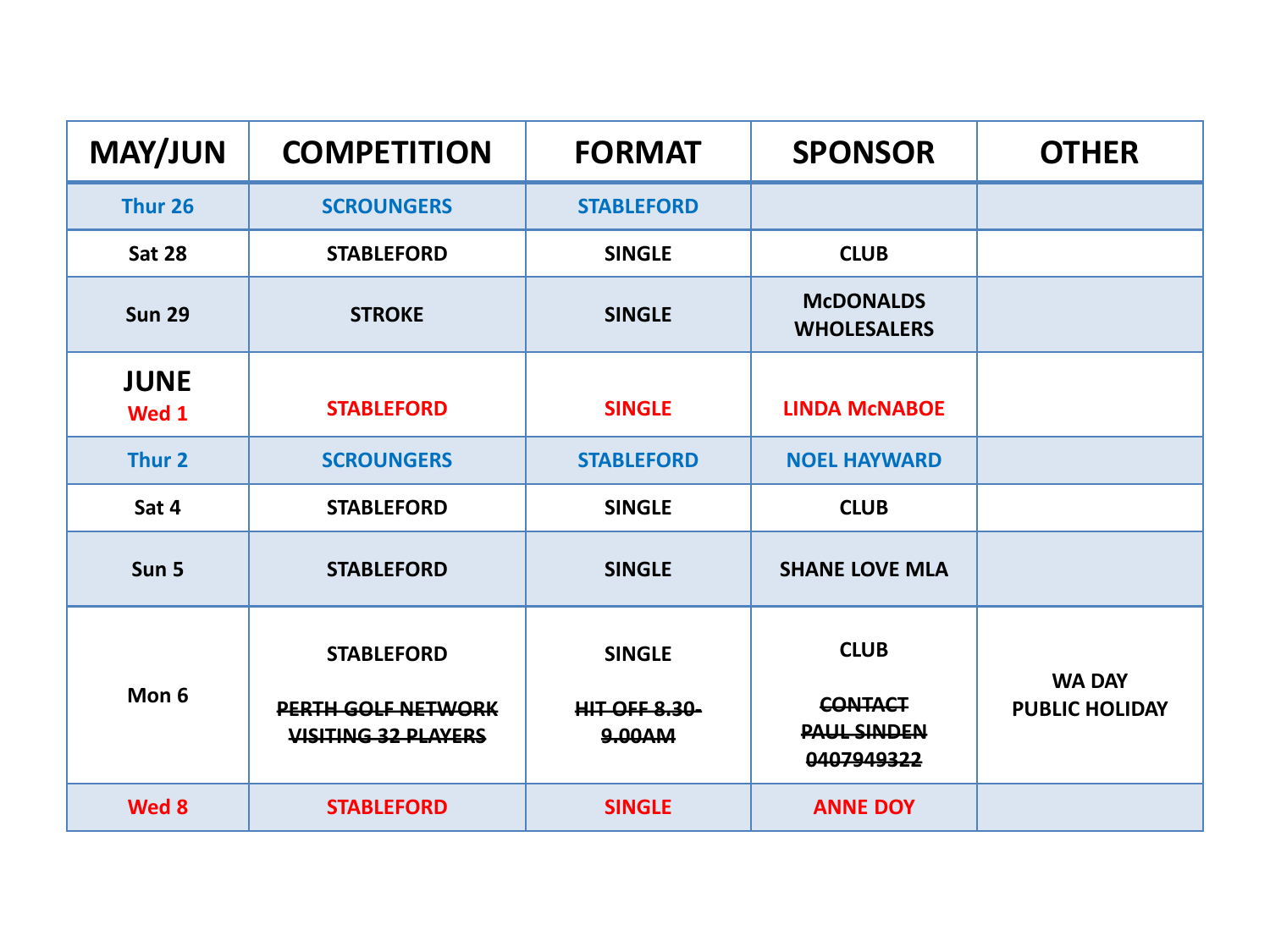| MAY/JUN | COMPETITION | FORMAT | SPONSOR | OTHER |
|---|---|---|---|---|
| Thur 26 | SCROUNGERS | STABLEFORD | | |
| Sat 28 | STABLEFORD | SINGLE | CLUB | |
| Sun 29 | STROKE | SINGLE | McDONALDS WHOLESALERS | |
| **JUNE** Wed 1 | STABLEFORD | SINGLE | LINDA McNABOE | |
| Thur 2 | SCROUNGERS | STABLEFORD | NOEL HAYWARD | |
| Sat 4 | STABLEFORD | SINGLE | CLUB | |
| Sun 5 | STABLEFORD | SINGLE | SHANE LOVE MLA | |
| Mon 6 | STABLEFORD ~~PERTH GOLF NETWORK VISITING 32 PLAYERS~~ | SINGLE ~~HIT OFF 8.30-9.00AM~~ | CLUB ~~CONTACT PAUL SINDEN 0407949322~~ | WA DAY PUBLIC HOLIDAY |
| Wed 8 | STABLEFORD | SINGLE | ANNE DOY | |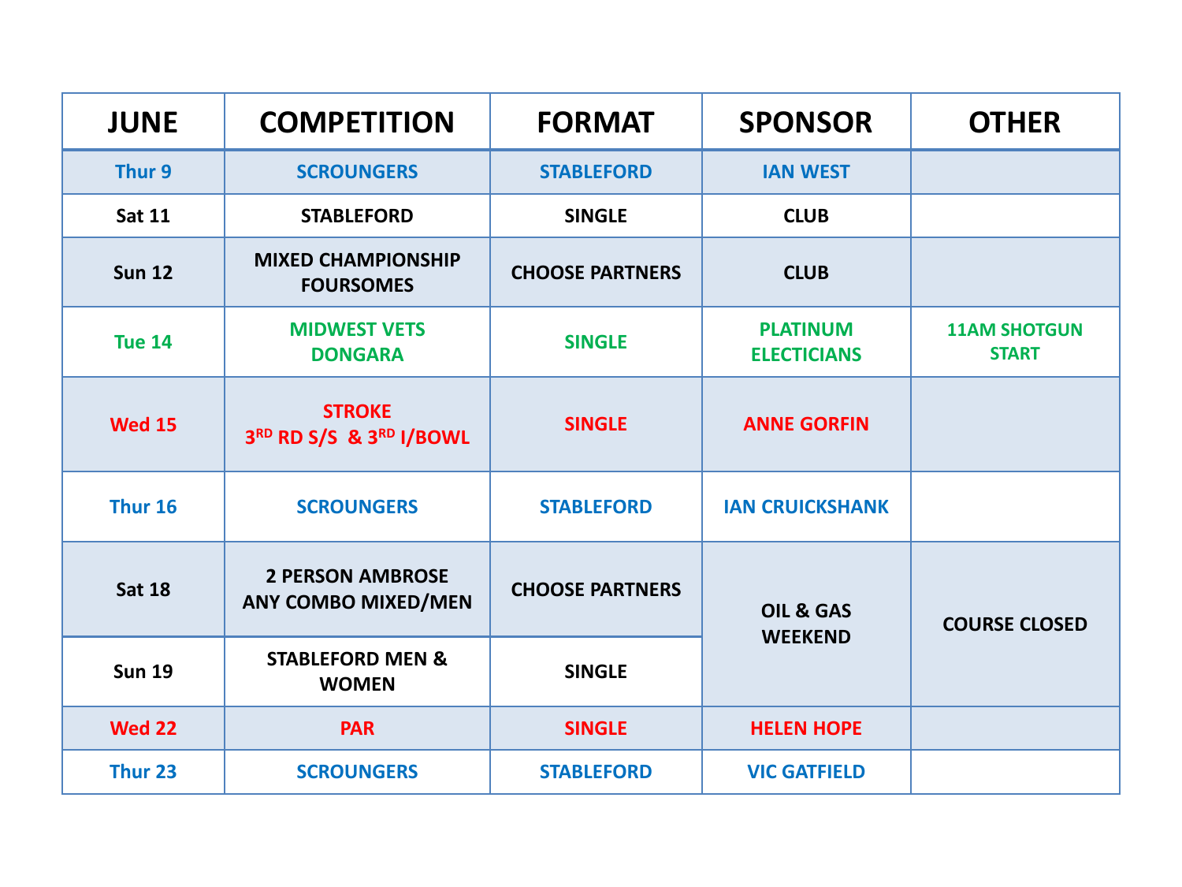| JUNE | COMPETITION | FORMAT | SPONSOR | OTHER |
|---|---|---|---|---|
| Thur 9 | SCROUNGERS | STABLEFORD | IAN WEST | |
| Sat 11 | STABLEFORD | SINGLE | CLUB | |
| Sun 12 | MIXED CHAMPIONSHIP FOURSOMES | CHOOSE PARTNERS | CLUB | |
| Tue 14 | MIDWEST VETS DONGARA | SINGLE | PLATINUM ELECTICIANS | 11AM SHOTGUN START |
| Wed 15 | STROKE 3RD RD S/S & 3RD I/BOWL | SINGLE | ANNE GORFIN | |
| Thur 16 | SCROUNGERS | STABLEFORD | IAN CRUICKSHANK | |
| Sat 18 | 2 PERSON AMBROSE ANY COMBO MIXED/MEN | CHOOSE PARTNERS | OIL & GAS WEEKEND | COURSE CLOSED |
| Sun 19 | STABLEFORD MEN & WOMEN | SINGLE | | |
| Wed 22 | PAR | SINGLE | HELEN HOPE | |
| Thur 23 | SCROUNGERS | STABLEFORD | VIC GATFIELD | |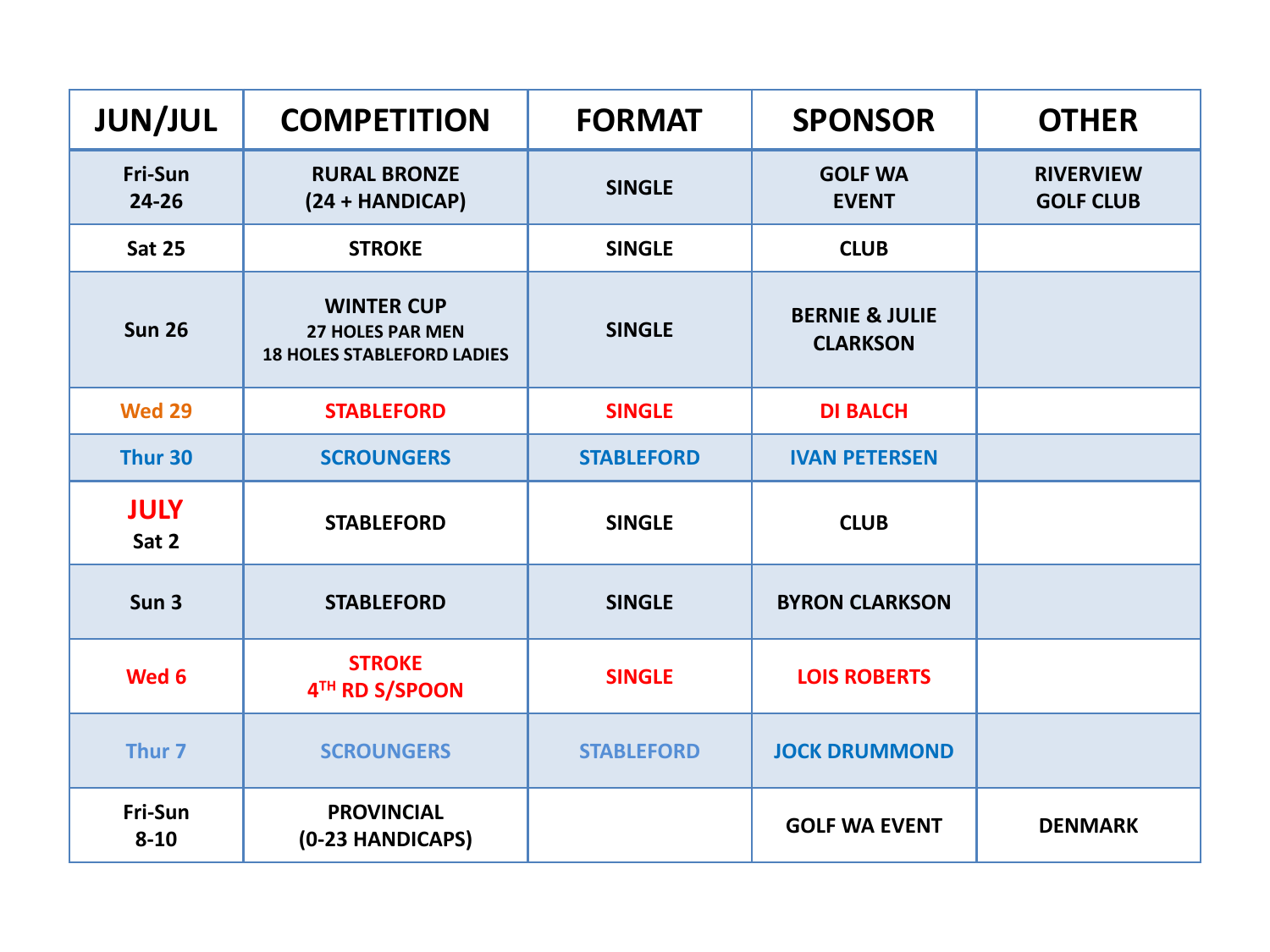| JUN/JUL | COMPETITION | FORMAT | SPONSOR | OTHER |
|---|---|---|---|---|
| Fri-Sun 24-26 | RURAL BRONZE (24 + HANDICAP) | SINGLE | GOLF WA EVENT | RIVERVIEW GOLF CLUB |
| Sat 25 | STROKE | SINGLE | CLUB | |
| Sun 26 | WINTER CUP 27 HOLES PAR MEN 18 HOLES STABLEFORD LADIES | SINGLE | BERNIE & JULIE CLARKSON | |
| Wed 29 | STABLEFORD | SINGLE | DI BALCH | |
| Thur 30 | SCROUNGERS | STABLEFORD | IVAN PETERSEN | |
| JULY Sat 2 | STABLEFORD | SINGLE | CLUB | |
| Sun 3 | STABLEFORD | SINGLE | BYRON CLARKSON | |
| Wed 6 | STROKE 4TH RD S/SPOON | SINGLE | LOIS ROBERTS | |
| Thur 7 | SCROUNGERS | STABLEFORD | JOCK DRUMMOND | |
| Fri-Sun 8-10 | PROVINCIAL (0-23 HANDICAPS) | | GOLF WA EVENT | DENMARK |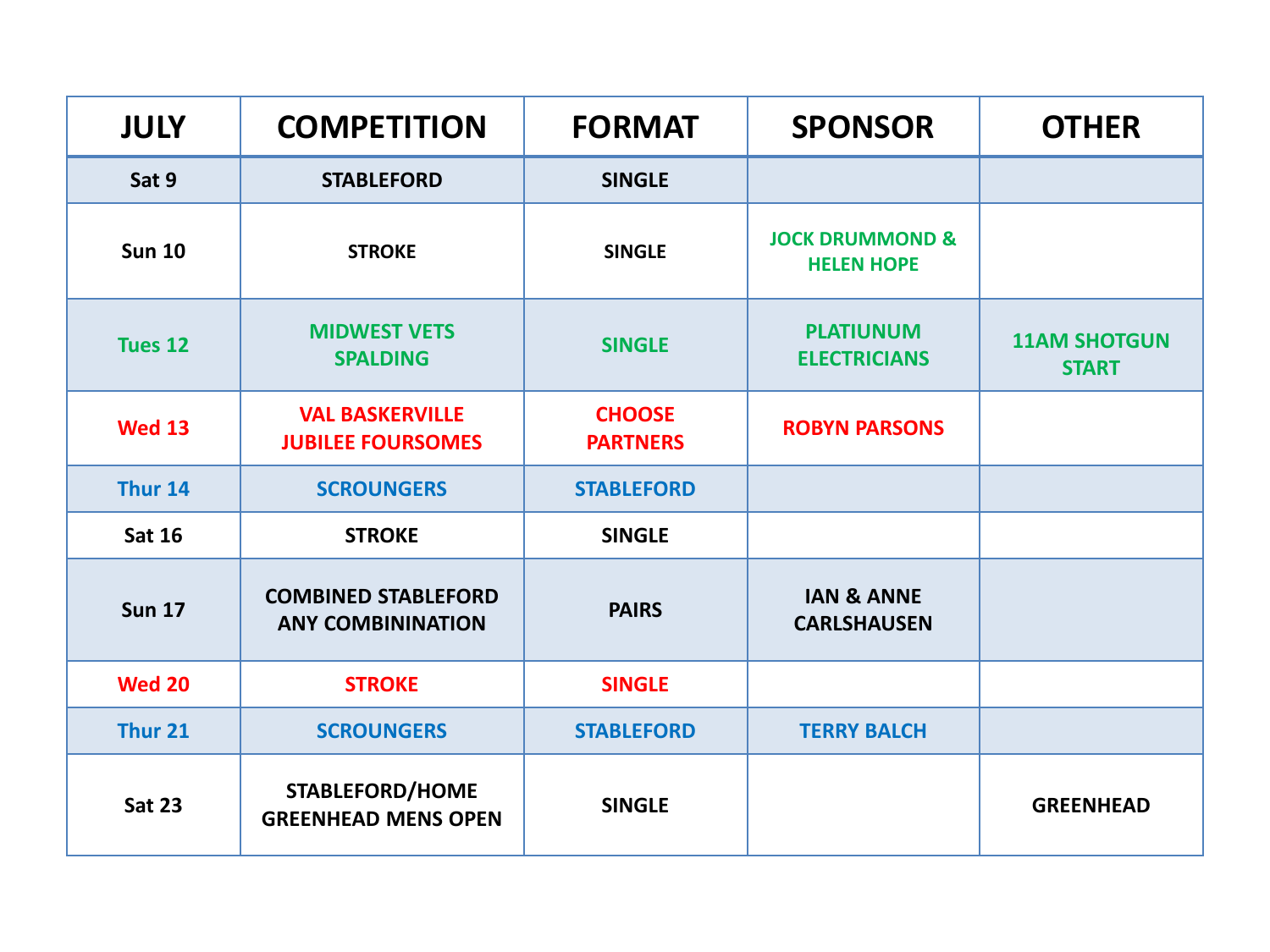| JULY | COMPETITION | FORMAT | SPONSOR | OTHER |
|---|---|---|---|---|
| Sat 9 | STABLEFORD | SINGLE | | |
| Sun 10 | STROKE | SINGLE | JOCK DRUMMOND & HELEN HOPE | |
| Tues 12 | MIDWEST VETS SPALDING | SINGLE | PLATIUNUM ELECTRICIANS | 11AM SHOTGUN START |
| Wed 13 | VAL BASKERVILLE JUBILEE FOURSOMES | CHOOSE PARTNERS | ROBYN PARSONS | |
| Thur 14 | SCROUNGERS | STABLEFORD | | |
| Sat 16 | STROKE | SINGLE | | |
| Sun 17 | COMBINED STABLEFORD ANY COMBININATION | PAIRS | IAN & ANNE CARLSHAUSEN | |
| Wed 20 | STROKE | SINGLE | | |
| Thur 21 | SCROUNGERS | STABLEFORD | TERRY BALCH | |
| Sat 23 | STABLEFORD/HOME GREENHEAD MENS OPEN | SINGLE | | GREENHEAD |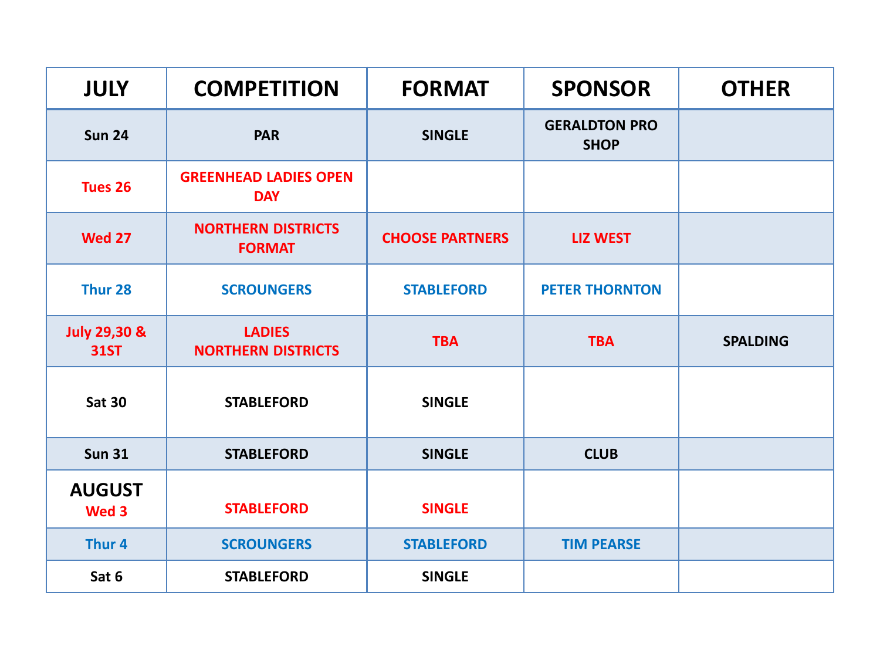| JULY | COMPETITION | FORMAT | SPONSOR | OTHER |
|---|---|---|---|---|
| Sun 24 | PAR | SINGLE | GERALDTON PRO SHOP | |
| Tues 26 | GREENHEAD LADIES OPEN DAY | | | |
| Wed 27 | NORTHERN DISTRICTS FORMAT | CHOOSE PARTNERS | LIZ WEST | |
| Thur 28 | SCROUNGERS | STABLEFORD | PETER THORNTON | |
| July 29,30 & 31ST | LADIES NORTHERN DISTRICTS | TBA | TBA | SPALDING |
| Sat 30 | STABLEFORD | SINGLE | | |
| Sun 31 | STABLEFORD | SINGLE | CLUB | |
| AUGUST Wed 3 | STABLEFORD | SINGLE | | |
| Thur 4 | SCROUNGERS | STABLEFORD | TIM PEARSE | |
| Sat 6 | STABLEFORD | SINGLE | | |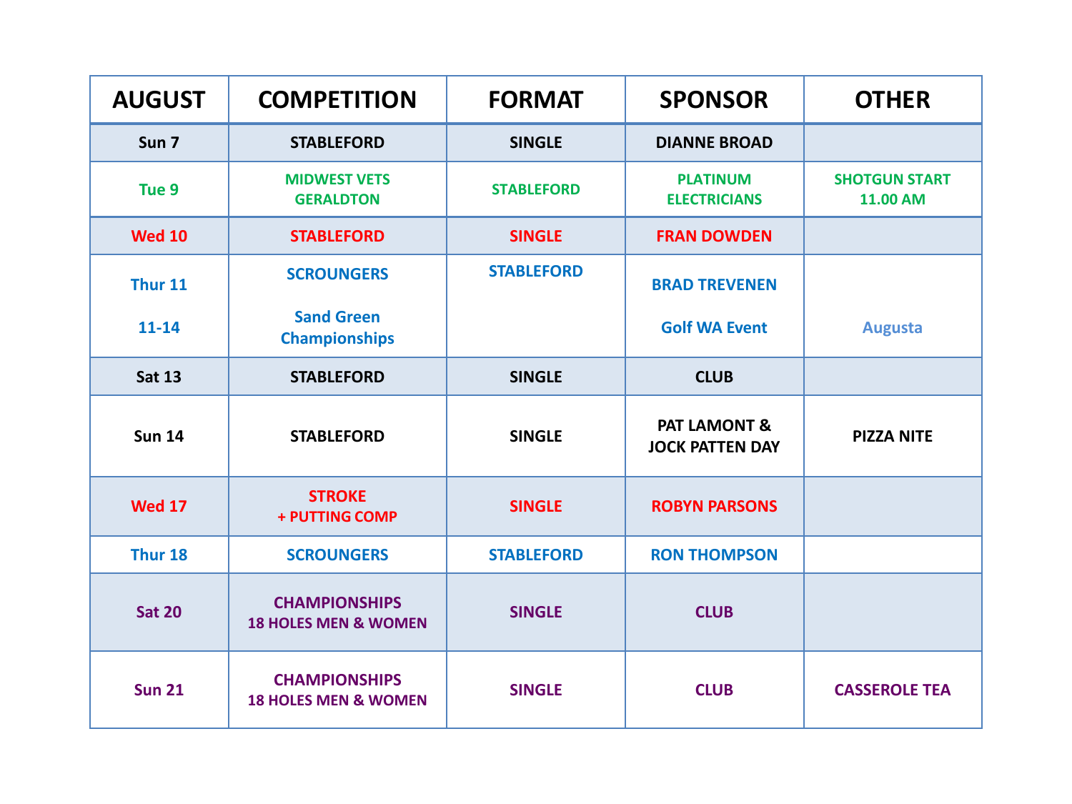| AUGUST | COMPETITION | FORMAT | SPONSOR | OTHER |
| --- | --- | --- | --- | --- |
| Sun 7 | STABLEFORD | SINGLE | DIANNE BROAD | |
| Tue 9 | MIDWEST VETS GERALDTON | STABLEFORD | PLATINUM ELECTRICIANS | SHOTGUN START 11.00 AM |
| Wed 10 | STABLEFORD | SINGLE | FRAN DOWDEN | |
| Thur 11<br><br>11-14 | SCROUNGERS<br><br>Sand Green Championships | STABLEFORD | BRAD TREVENEN<br><br>Golf WA Event | Augusta |
| Sat 13 | STABLEFORD | SINGLE | CLUB | |
| Sun 14 | STABLEFORD | SINGLE | PAT LAMONT & JOCK PATTEN DAY | PIZZA NITE |
| Wed 17 | STROKE + PUTTING COMP | SINGLE | ROBYN PARSONS | |
| Thur 18 | SCROUNGERS | STABLEFORD | RON THOMPSON | |
| Sat 20 | CHAMPIONSHIPS 18 HOLES MEN & WOMEN | SINGLE | CLUB | |
| Sun 21 | CHAMPIONSHIPS 18 HOLES MEN & WOMEN | SINGLE | CLUB | CASSEROLE TEA |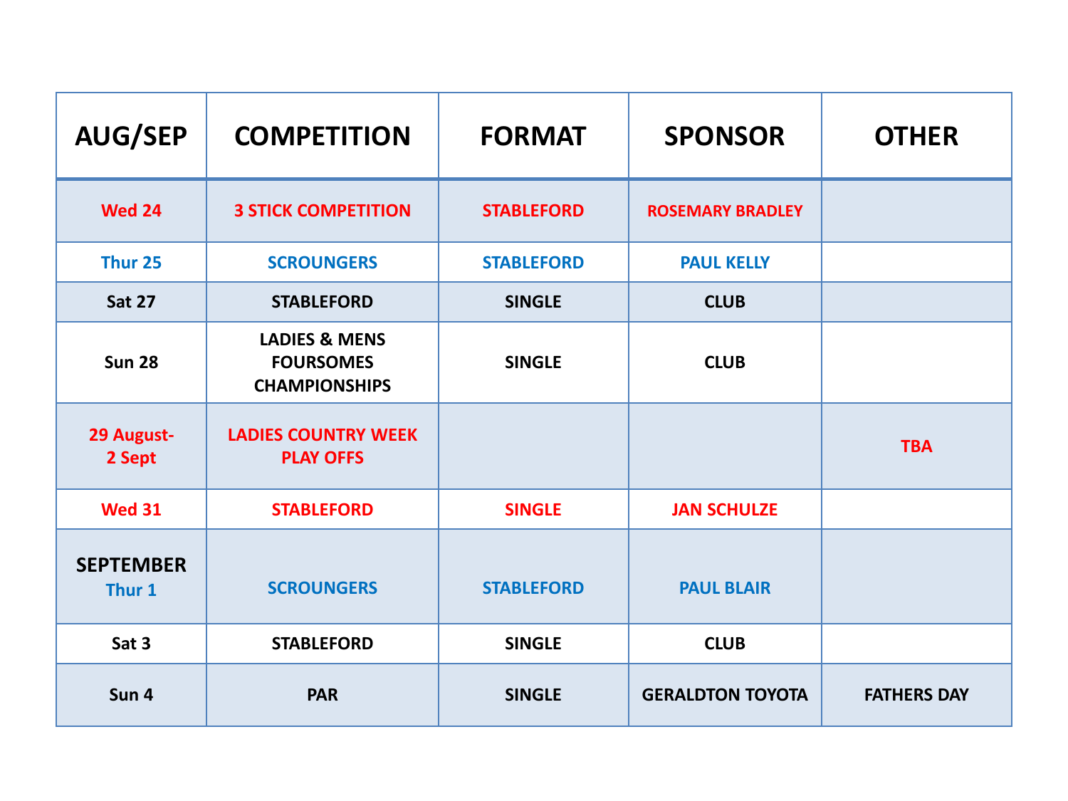| AUG/SEP | COMPETITION | FORMAT | SPONSOR | OTHER |
|---|---|---|---|---|
| Wed 24 | 3 STICK COMPETITION | STABLEFORD | ROSEMARY BRADLEY | |
| Thur 25 | SCROUNGERS | STABLEFORD | PAUL KELLY | |
| Sat 27 | STABLEFORD | SINGLE | CLUB | |
| Sun 28 | LADIES & MENS FOURSOMES CHAMPIONSHIPS | SINGLE | CLUB | |
| 29 August- 2 Sept | LADIES COUNTRY WEEK PLAY OFFS | | | TBA |
| Wed 31 | STABLEFORD | SINGLE | JAN SCHULZE | |
| SEPTEMBER Thur 1 | SCROUNGERS | STABLEFORD | PAUL BLAIR | |
| Sat 3 | STABLEFORD | SINGLE | CLUB | |
| Sun 4 | PAR | SINGLE | GERALDTON TOYOTA | FATHERS DAY |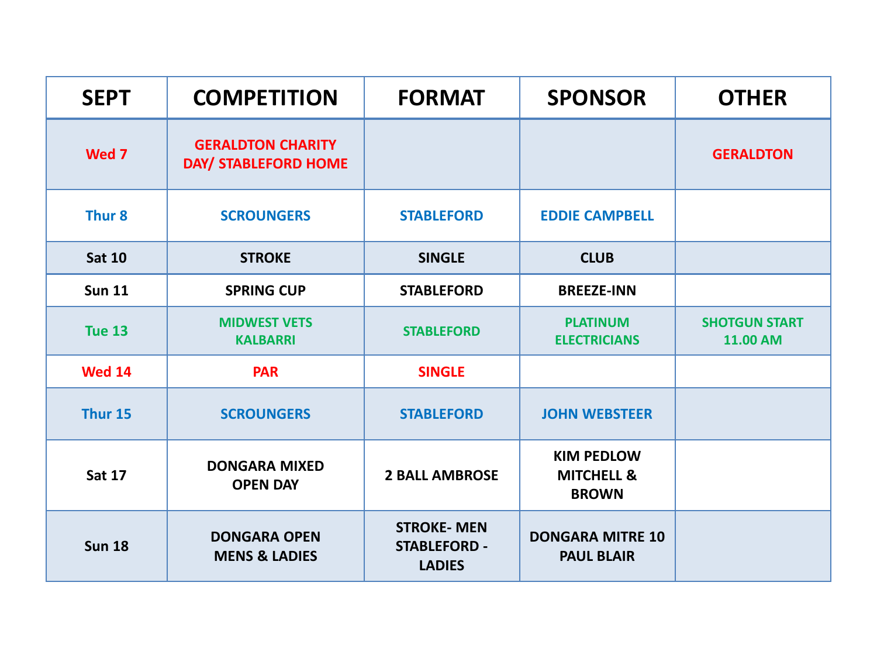| SEPT | COMPETITION | FORMAT | SPONSOR | OTHER |
|---|---|---|---|---|
| Wed 7 | GERALDTON CHARITY DAY/ STABLEFORD HOME | | | GERALDTON |
| Thur 8 | SCROUNGERS | STABLEFORD | EDDIE CAMPBELL | |
| Sat 10 | STROKE | SINGLE | CLUB | |
| Sun 11 | SPRING CUP | STABLEFORD | BREEZE-INN | |
| Tue 13 | MIDWEST VETS KALBARRI | STABLEFORD | PLATINUM ELECTRICIANS | SHOTGUN START 11.00 AM |
| Wed 14 | PAR | SINGLE | | |
| Thur 15 | SCROUNGERS | STABLEFORD | JOHN WEBSTEER | |
| Sat 17 | DONGARA MIXED OPEN DAY | 2 BALL AMBROSE | KIM PEDLOW MITCHELL & BROWN | |
| Sun 18 | DONGARA OPEN MENS & LADIES | STROKE- MEN STABLEFORD - LADIES | DONGARA MITRE 10 PAUL BLAIR | |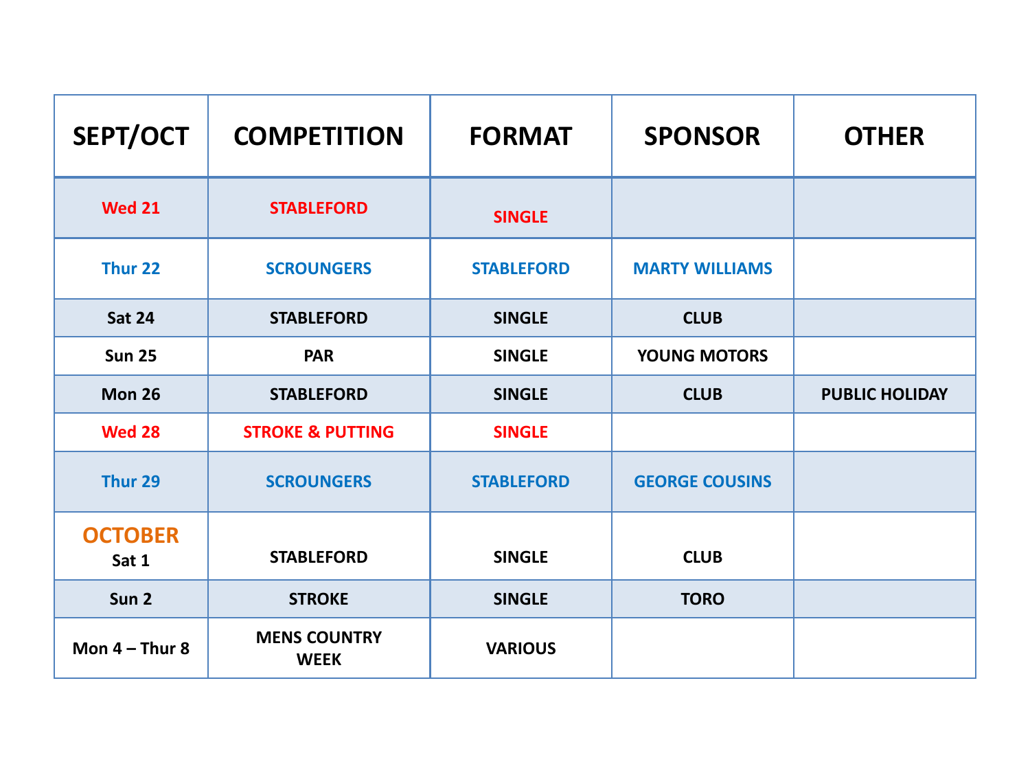| SEPT/OCT | COMPETITION | FORMAT | SPONSOR | OTHER |
|---|---|---|---|---|
| Wed 21 | STABLEFORD | SINGLE | | |
| Thur 22 | SCROUNGERS | STABLEFORD | MARTY WILLIAMS | |
| Sat 24 | STABLEFORD | SINGLE | CLUB | |
| Sun 25 | PAR | SINGLE | YOUNG MOTORS | |
| Mon 26 | STABLEFORD | SINGLE | CLUB | PUBLIC HOLIDAY |
| Wed 28 | STROKE & PUTTING | SINGLE | | |
| Thur 29 | SCROUNGERS | STABLEFORD | GEORGE COUSINS | |
| OCTOBER Sat 1 | STABLEFORD | SINGLE | CLUB | |
| Sun 2 | STROKE | SINGLE | TORO | |
| Mon 4 – Thur 8 | MENS COUNTRY WEEK | VARIOUS | | |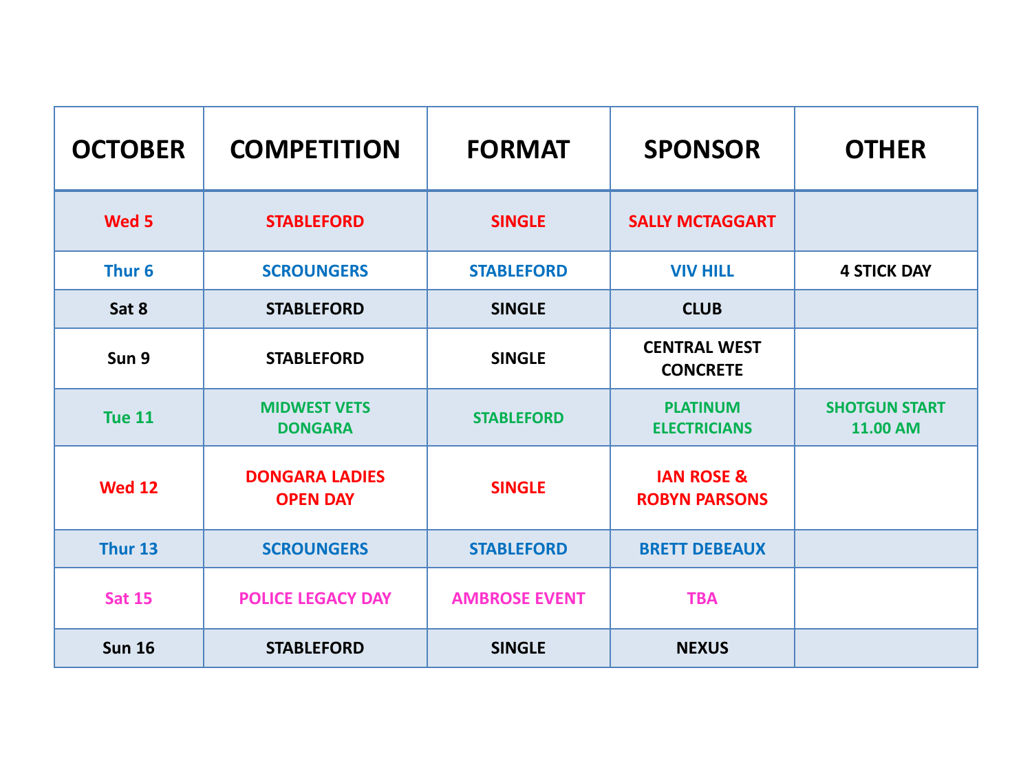| OCTOBER | COMPETITION | FORMAT | SPONSOR | OTHER |
| --- | --- | --- | --- | --- |
| Wed 5 | STABLEFORD | SINGLE | SALLY MCTAGGART | |
| Thur 6 | SCROUNGERS | STABLEFORD | VIV HILL | 4 STICK DAY |
| Sat 8 | STABLEFORD | SINGLE | CLUB | |
| Sun 9 | STABLEFORD | SINGLE | CENTRAL WEST CONCRETE | |
| Tue 11 | MIDWEST VETS DONGARA | STABLEFORD | PLATINUM ELECTRICIANS | SHOTGUN START 11.00 AM |
| Wed 12 | DONGARA LADIES OPEN DAY | SINGLE | IAN ROSE & ROBYN PARSONS | |
| Thur 13 | SCROUNGERS | STABLEFORD | BRETT DEBEAUX | |
| Sat 15 | POLICE LEGACY DAY | AMBROSE EVENT | TBA | |
| Sun 16 | STABLEFORD | SINGLE | NEXUS | |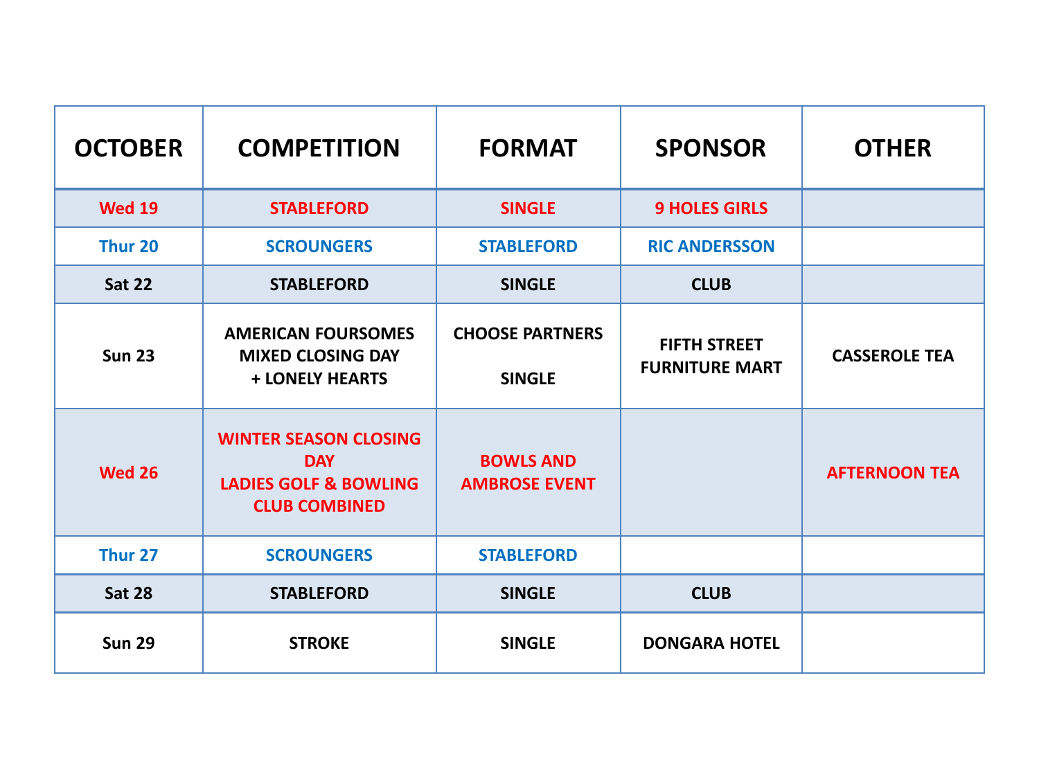| OCTOBER | COMPETITION | FORMAT | SPONSOR | OTHER |
|---|---|---|---|---|
| Wed 19 | STABLEFORD | SINGLE | 9 HOLES GIRLS | |
| Thur 20 | SCROUNGERS | STABLEFORD | RIC ANDERSSON | |
| Sat 22 | STABLEFORD | SINGLE | CLUB | |
| Sun 23 | AMERICAN FOURSOMES MIXED CLOSING DAY + LONELY HEARTS | CHOOSE PARTNERS SINGLE | FIFTH STREET FURNITURE MART | CASSEROLE TEA |
| Wed 26 | WINTER SEASON CLOSING DAY LADIES GOLF & BOWLING CLUB COMBINED | BOWLS AND AMBROSE EVENT | | AFTERNOON TEA |
| Thur 27 | SCROUNGERS | STABLEFORD | | |
| Sat 28 | STABLEFORD | SINGLE | CLUB | |
| Sun 29 | STROKE | SINGLE | DONGARA HOTEL | |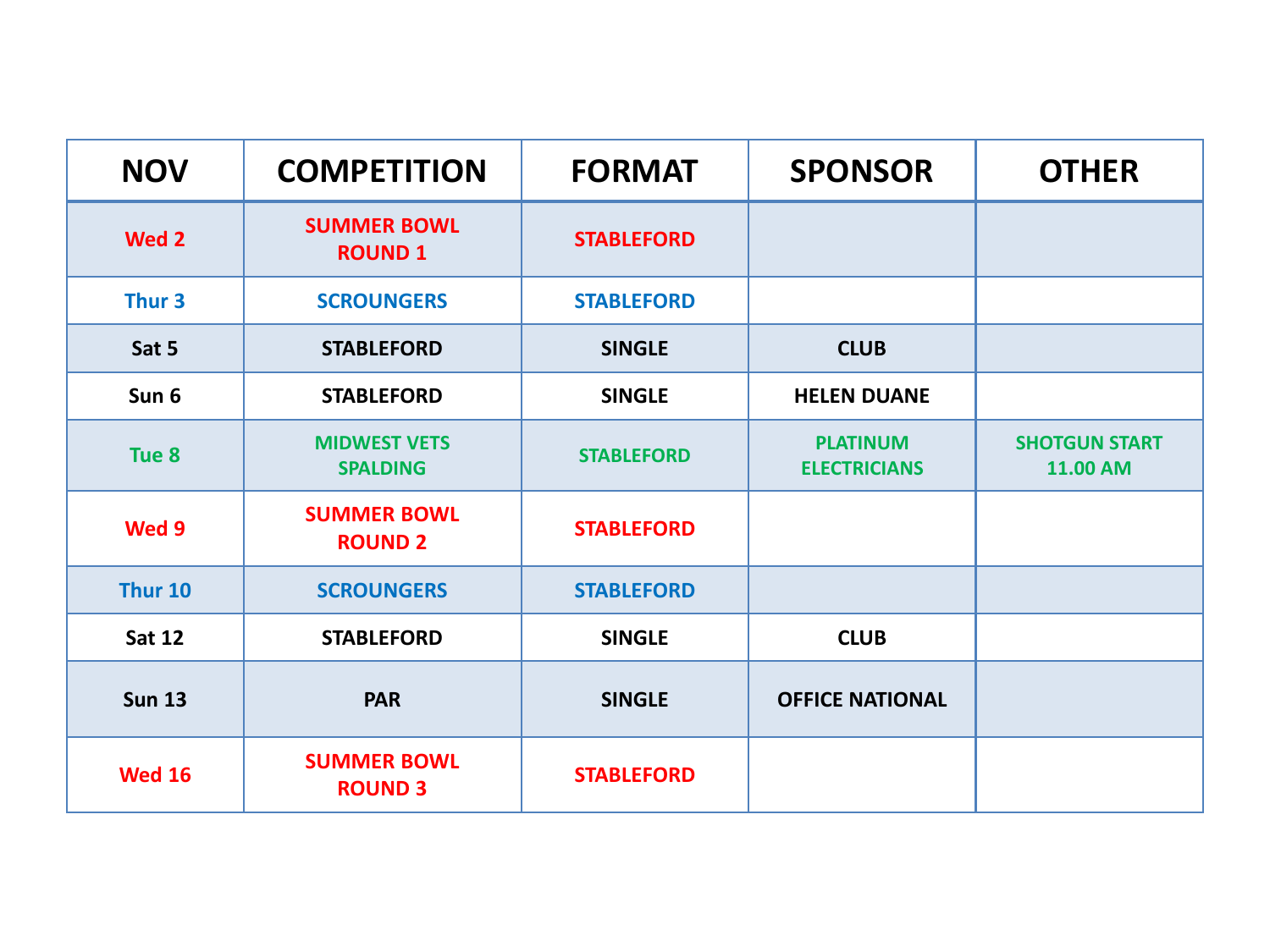| NOV | COMPETITION | FORMAT | SPONSOR | OTHER |
|---|---|---|---|---|
| Wed 2 | SUMMER BOWL ROUND 1 | STABLEFORD | | |
| Thur 3 | SCROUNGERS | STABLEFORD | | |
| Sat 5 | STABLEFORD | SINGLE | CLUB | |
| Sun 6 | STABLEFORD | SINGLE | HELEN DUANE | |
| Tue 8 | MIDWEST VETS SPALDING | STABLEFORD | PLATINUM ELECTRICIANS | SHOTGUN START 11.00 AM |
| Wed 9 | SUMMER BOWL ROUND 2 | STABLEFORD | | |
| Thur 10 | SCROUNGERS | STABLEFORD | | |
| Sat 12 | STABLEFORD | SINGLE | CLUB | |
| Sun 13 | PAR | SINGLE | OFFICE NATIONAL | |
| Wed 16 | SUMMER BOWL ROUND 3 | STABLEFORD | | |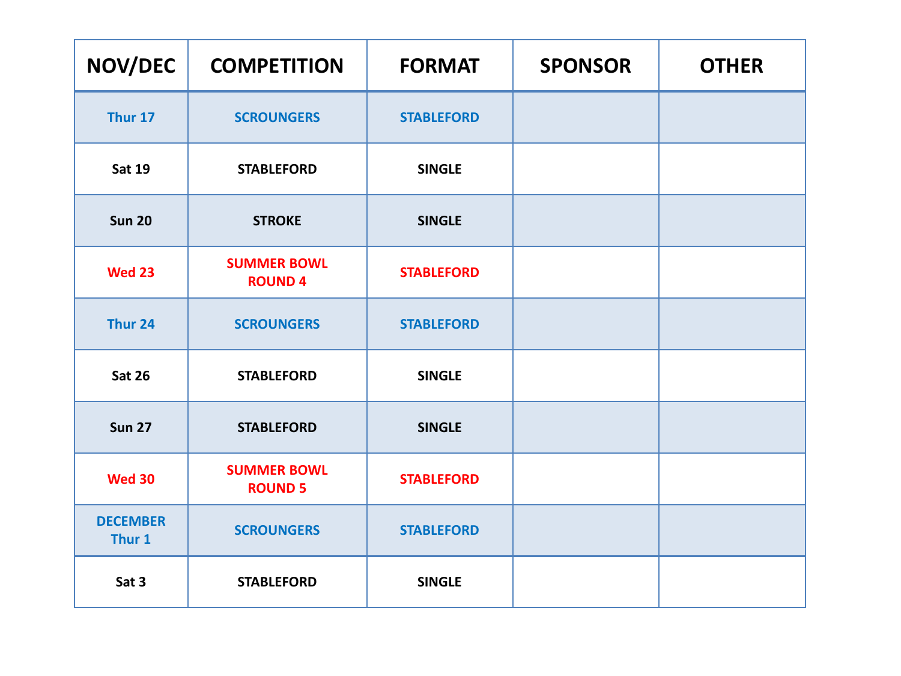| NOV/DEC | COMPETITION | FORMAT | SPONSOR | OTHER |
|---|---|---|---|---|
| Thur 17 | SCROUNGERS | STABLEFORD | | |
| Sat 19 | STABLEFORD | SINGLE | | |
| Sun 20 | STROKE | SINGLE | | |
| Wed 23 | SUMMER BOWL ROUND 4 | STABLEFORD | | |
| Thur 24 | SCROUNGERS | STABLEFORD | | |
| Sat 26 | STABLEFORD | SINGLE | | |
| Sun 27 | STABLEFORD | SINGLE | | |
| Wed 30 | SUMMER BOWL ROUND 5 | STABLEFORD | | |
| DECEMBER Thur 1 | SCROUNGERS | STABLEFORD | | |
| Sat 3 | STABLEFORD | SINGLE | | |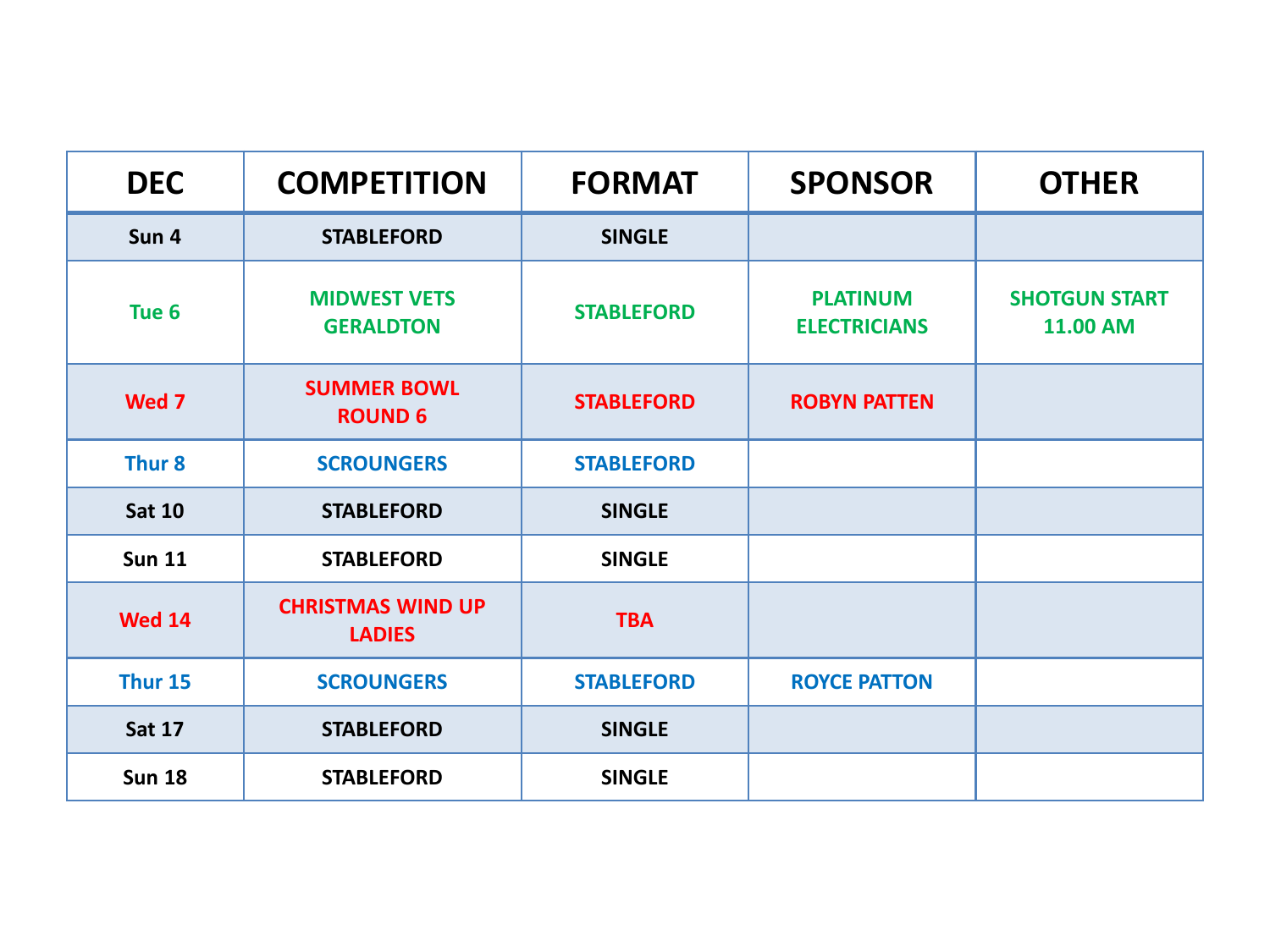| DEC | COMPETITION | FORMAT | SPONSOR | OTHER |
| --- | --- | --- | --- | --- |
| Sun 4 | STABLEFORD | SINGLE | | |
| Tue 6 | MIDWEST VETS GERALDTON | STABLEFORD | PLATINUM ELECTRICIANS | SHOTGUN START 11.00 AM |
| Wed 7 | SUMMER BOWL ROUND 6 | STABLEFORD | ROBYN PATTEN | |
| Thur 8 | SCROUNGERS | STABLEFORD | | |
| Sat 10 | STABLEFORD | SINGLE | | |
| Sun 11 | STABLEFORD | SINGLE | | |
| Wed 14 | CHRISTMAS WIND UP LADIES | TBA | | |
| Thur 15 | SCROUNGERS | STABLEFORD | ROYCE PATTON | |
| Sat 17 | STABLEFORD | SINGLE | | |
| Sun 18 | STABLEFORD | SINGLE | | |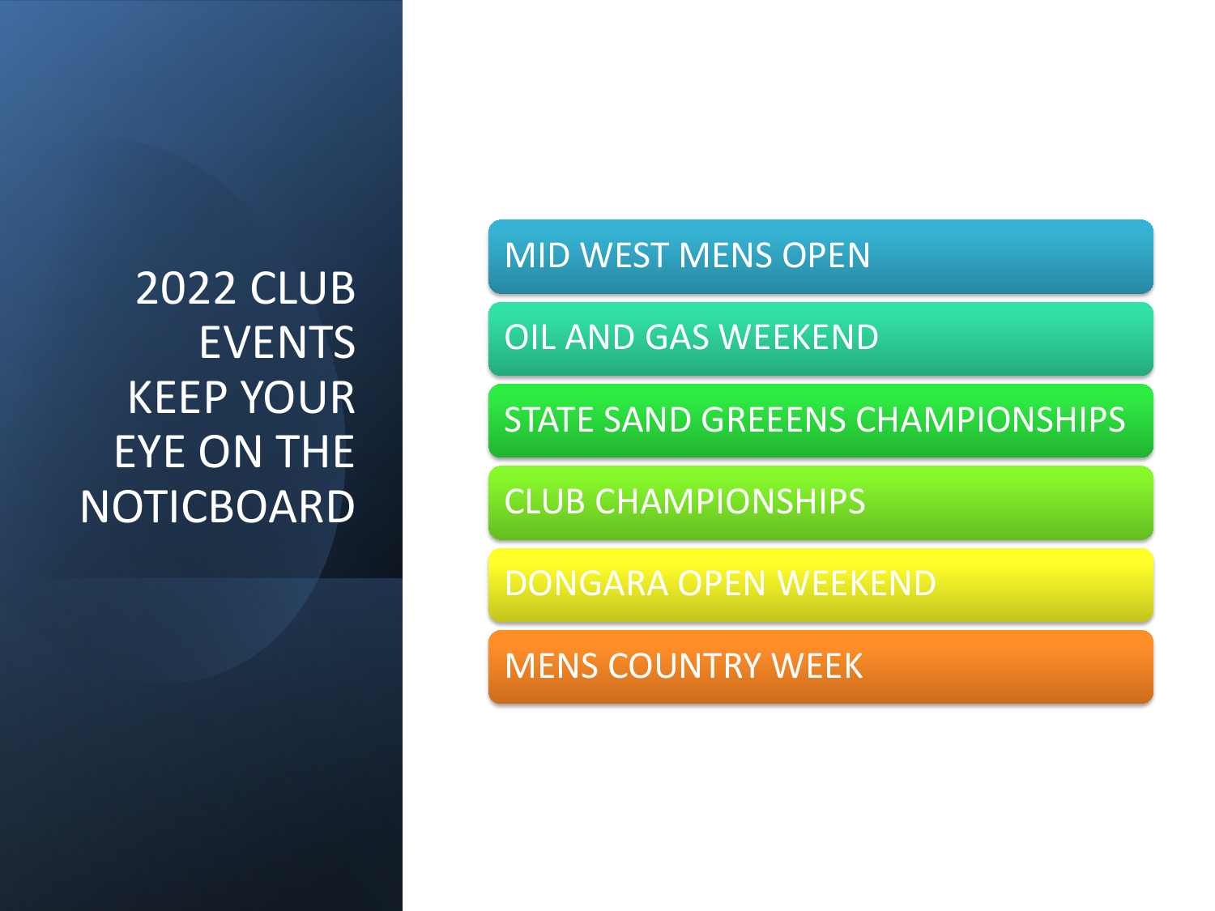# 2022 CLUB EVENTS KEEP YOUR EYE ON THE NOTICBOARD

- MID WEST MENS OPEN
- OIL AND GAS WEEKEND
- STATE SAND GREEENS CHAMPIONSHIPS
- CLUB CHAMPIONSHIPS
- DONGARA OPEN WEEKEND
- MENS COUNTRY WEEK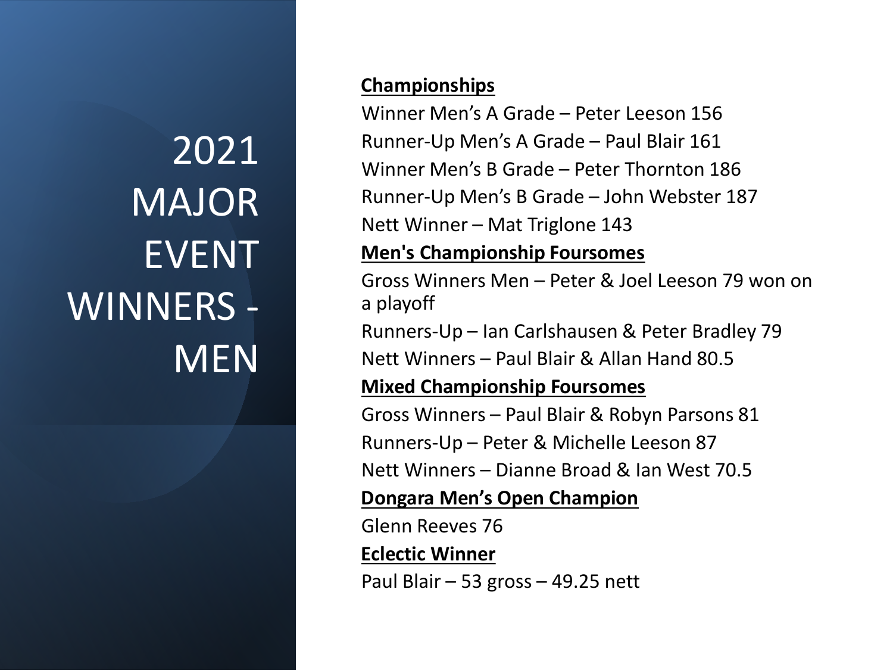# 2021 MAJOR EVENT WINNERS - MEN

**Championships**

Winner Men's A Grade – Peter Leeson 156

Runner-Up Men's A Grade – Paul Blair 161

Winner Men's B Grade – Peter Thornton 186

Runner-Up Men's B Grade – John Webster 187

Nett Winner – Mat Triglone 143

**Men's Championship Foursomes**

Gross Winners Men – Peter & Joel Leeson 79 won on a playoff

Runners-Up – Ian Carlshausen & Peter Bradley 79

Nett Winners – Paul Blair & Allan Hand 80.5

**Mixed Championship Foursomes**

Gross Winners – Paul Blair & Robyn Parsons 81

Runners-Up – Peter & Michelle Leeson 87

Nett Winners – Dianne Broad & Ian West 70.5

**Dongara Men's Open Champion**

Glenn Reeves 76

**Eclectic Winner**

Paul Blair – 53 gross – 49.25 nett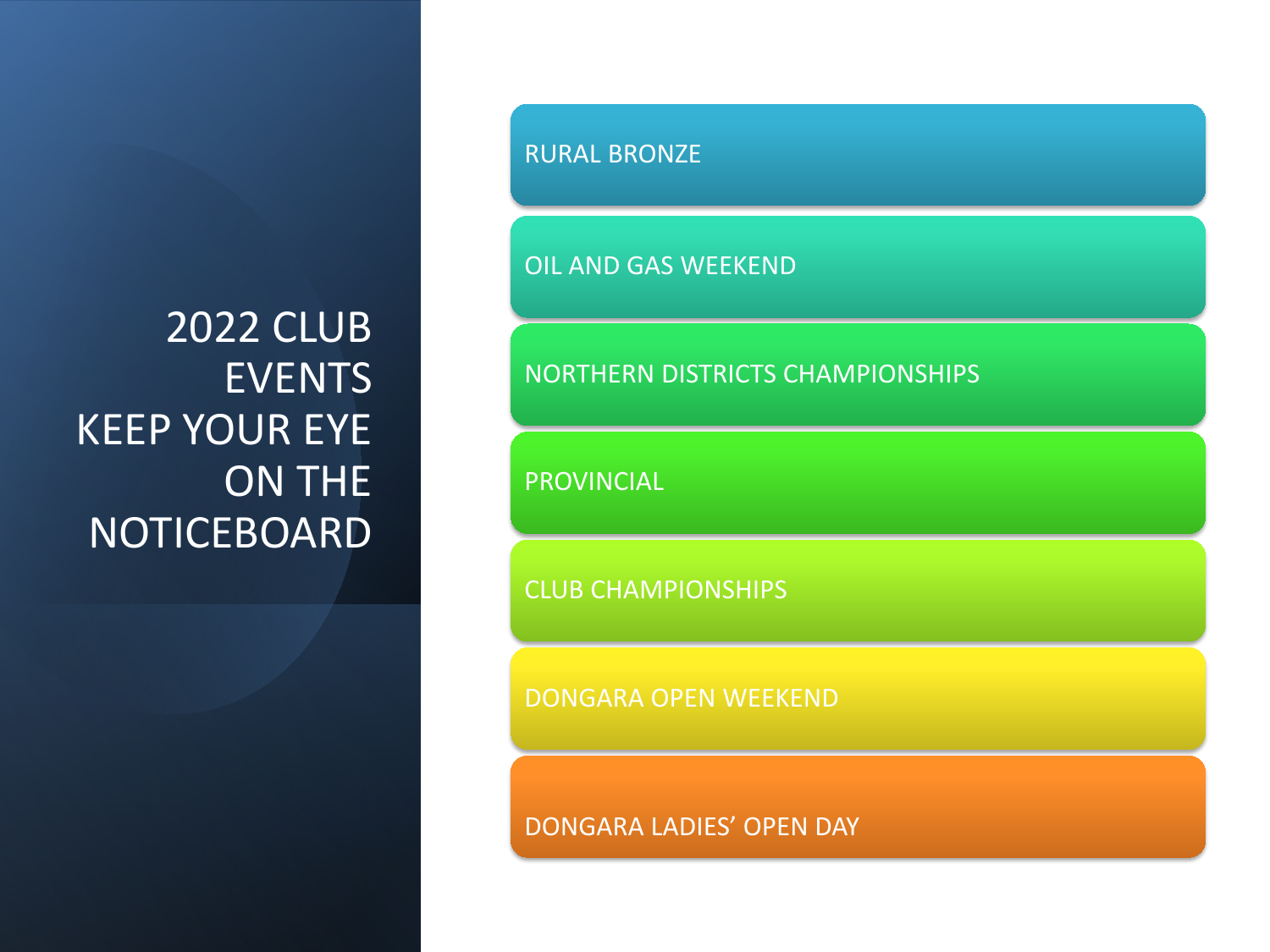# 2022 CLUB EVENTS
# KEEP YOUR EYE ON THE NOTICEBOARD

- RURAL BRONZE
- OIL AND GAS WEEKEND
- NORTHERN DISTRICTS CHAMPIONSHIPS
- PROVINCIAL
- CLUB CHAMPIONSHIPS
- DONGARA OPEN WEEKEND
- DONGARA LADIES' OPEN DAY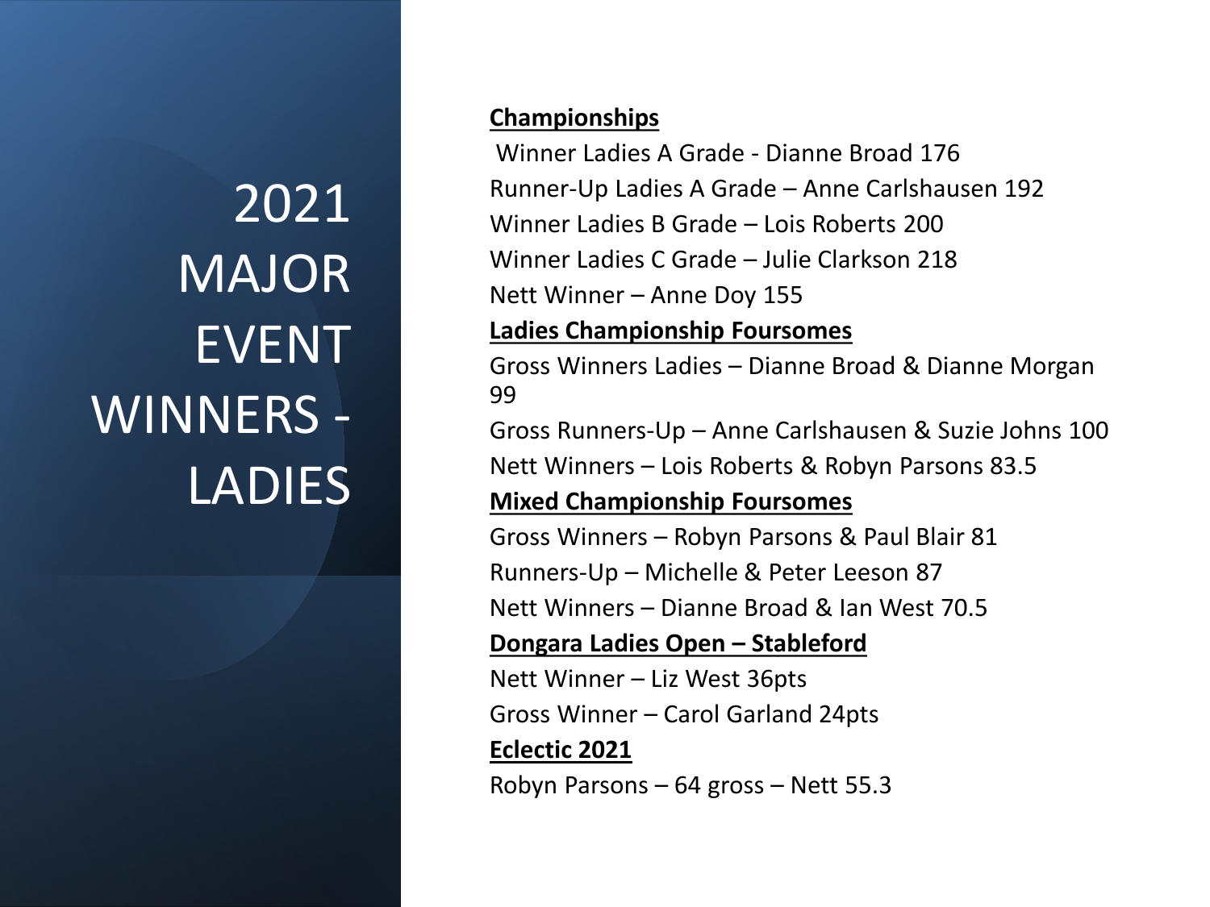# 2021 MAJOR EVENT WINNERS - LADIES

**Championships**

Winner Ladies A Grade - Dianne Broad 176

Runner-Up Ladies A Grade – Anne Carlshausen 192

Winner Ladies B Grade – Lois Roberts 200

Winner Ladies C Grade – Julie Clarkson 218

Nett Winner – Anne Doy 155

**Ladies Championship Foursomes**

Gross Winners Ladies – Dianne Broad & Dianne Morgan 99

Gross Runners-Up – Anne Carlshausen & Suzie Johns 100

Nett Winners – Lois Roberts & Robyn Parsons 83.5

**Mixed Championship Foursomes**

Gross Winners – Robyn Parsons & Paul Blair 81

Runners-Up – Michelle & Peter Leeson 87

Nett Winners – Dianne Broad & Ian West 70.5

**Dongara Ladies Open – Stableford**

Nett Winner – Liz West 36pts

Gross Winner – Carol Garland 24pts

**Eclectic 2021**

Robyn Parsons – 64 gross – Nett 55.3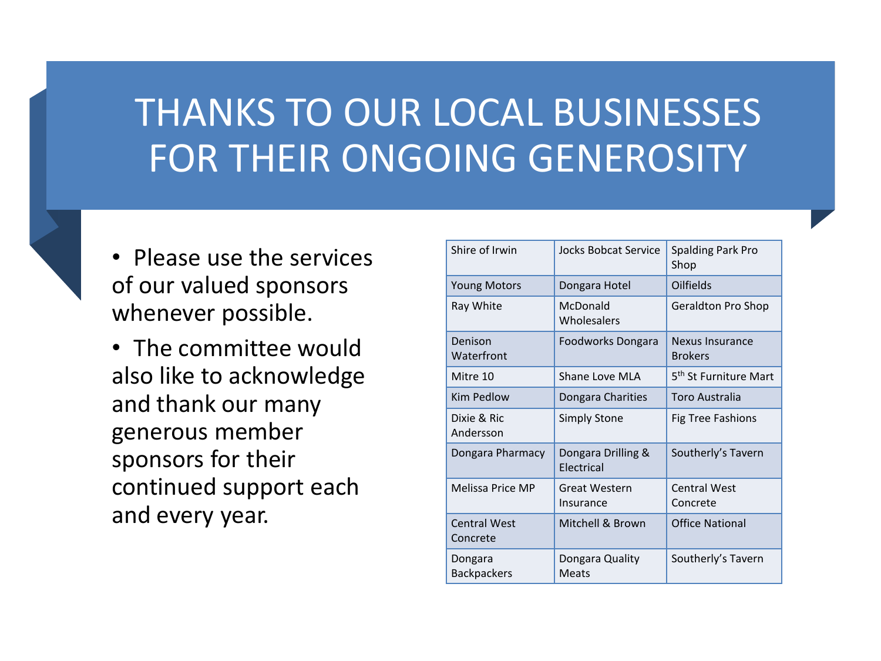# THANKS TO OUR LOCAL BUSINESSES FOR THEIR ONGOING GENEROSITY

- Please use the services of our valued sponsors whenever possible.
- The committee would also like to acknowledge and thank our many generous member sponsors for their continued support each and every year.

| | | |
|---|---|---|
| Shire of Irwin | Jocks Bobcat Service | Spalding Park Pro Shop |
| Young Motors | Dongara Hotel | Oilfields |
| Ray White | McDonald Wholesalers | Geraldton Pro Shop |
| Denison Waterfront | Foodworks Dongara | Nexus Insurance Brokers |
| Mitre 10 | Shane Love MLA | 5th St Furniture Mart |
| Kim Pedlow | Dongara Charities | Toro Australia |
| Dixie & Ric Andersson | Simply Stone | Fig Tree Fashions |
| Dongara Pharmacy | Dongara Drilling & Electrical | Southerly's Tavern |
| Melissa Price MP | Great Western Insurance | Central West Concrete |
| Central West Concrete | Mitchell & Brown | Office National |
| Dongara Backpackers | Dongara Quality Meats | Southerly's Tavern |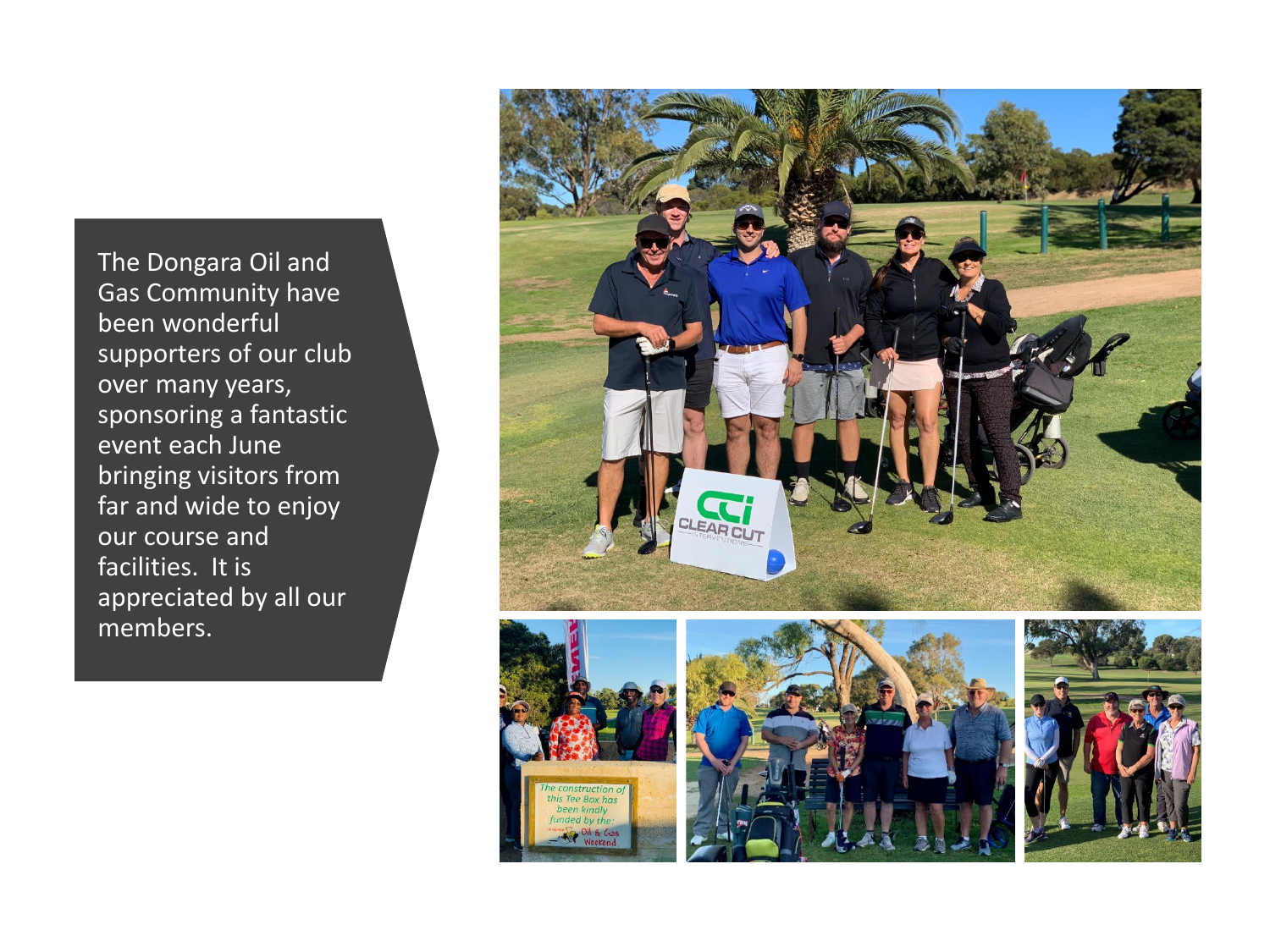The Dongara Oil and Gas Community have been wonderful supporters of our club over many years, sponsoring a fantastic event each June bringing visitors from far and wide to enjoy our course and facilities. It is appreciated by all our members.